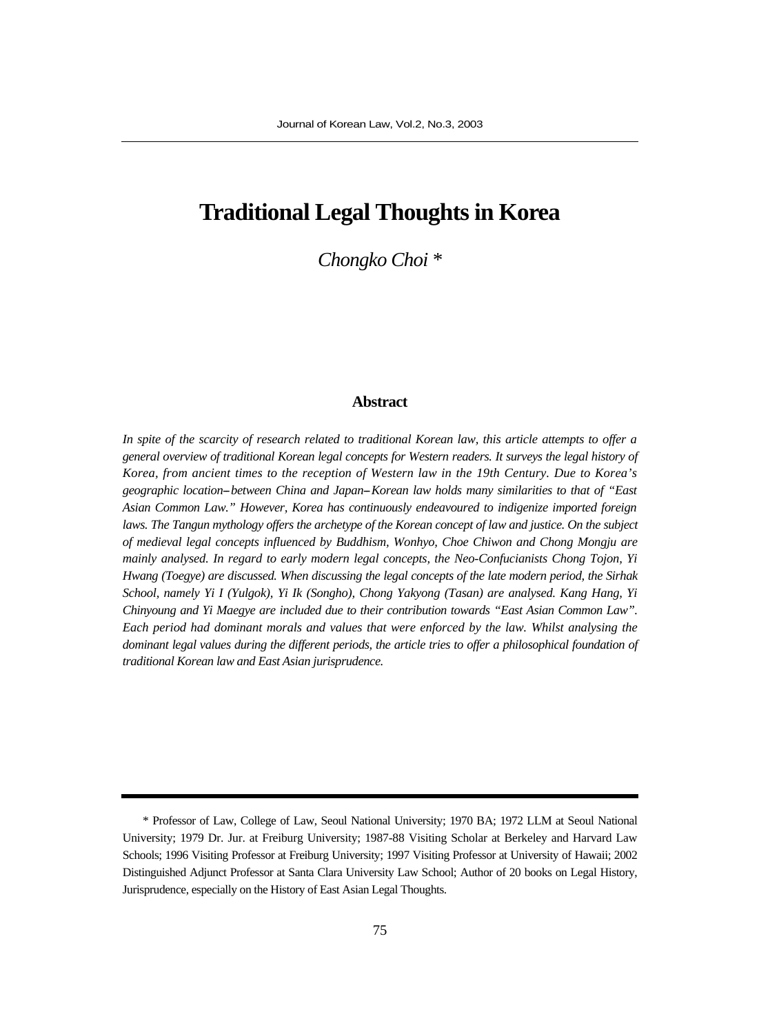# Traditional Legal Thoughts in Korea

*Chongko Choi* *

## Abstract

*In spite of the scarcity of research related to traditional Korean law, this article attempts to offer a general overview of traditional Korean legal concepts for Western readers. It surveys the legal history of Korea, from ancient times to the reception of Western law in the 19th Century. Due to Korea's geographic location–between China and Japan–Korean law holds many similarities to that of "East Asian Common Law." However, Korea has continuously endeavoured to indigenize imported foreign laws. The Tangun mythology offers the archetype of the Korean concept of law and justice. On the subject of medieval legal concepts influenced by Buddhism, Wonhyo, Choe Chiwon and Chong Mongju are mainly analysed. In regard to early modern legal concepts, the Neo-Confucianists Chong Tojon, Yi Hwang (Toegye) are discussed. When discussing the legal concepts of the late modern period, the Sirhak School, namely Yi I (Yulgok), Yi Ik (Songho), Chong Yakyong (Tasan) are analysed. Kang Hang, Yi Chinyoung and Yi Maegye are included due to their contribution towards "East Asian Common Law". Each period had dominant morals and values that were enforced by the law. Whilst analysing the dominant legal values during the different periods, the article tries to offer a philosophical foundation of traditional Korean law and East Asian jurisprudence.*

---

\* Professor of Law, College of Law, Seoul National University; 1970 BA; 1972 LLM at Seoul National University; 1979 Dr. Jur. at Freiburg University; 1987-88 Visiting Scholar at Berkeley and Harvard Law Schools; 1996 Visiting Professor at Freiburg University; 1997 Visiting Professor at University of Hawaii; 2002 Distinguished Adjunct Professor at Santa Clara University Law School; Author of 20 books on Legal History, Jurisprudence, especially on the History of East Asian Legal Thoughts.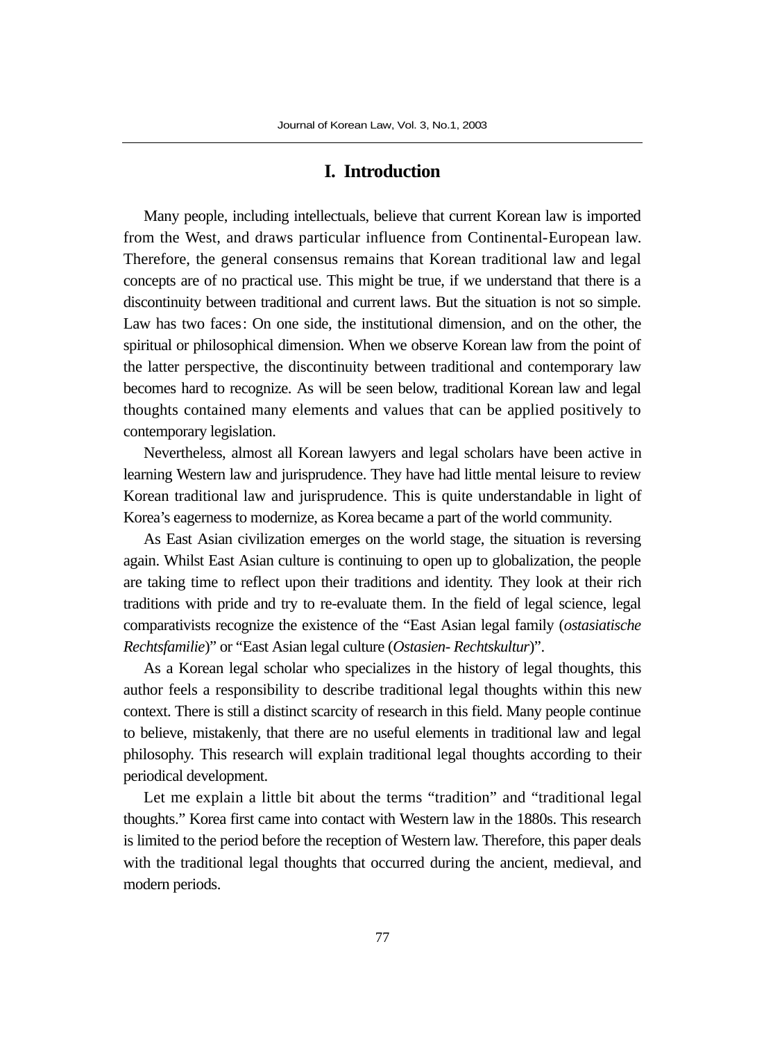## I. Introduction

Many people, including intellectuals, believe that current Korean law is imported from the West, and draws particular influence from Continental-European law. Therefore, the general consensus remains that Korean traditional law and legal concepts are of no practical use. This might be true, if we understand that there is a discontinuity between traditional and current laws. But the situation is not so simple. Law has two faces: On one side, the institutional dimension, and on the other, the spiritual or philosophical dimension. When we observe Korean law from the point of the latter perspective, the discontinuity between traditional and contemporary law becomes hard to recognize. As will be seen below, traditional Korean law and legal thoughts contained many elements and values that can be applied positively to contemporary legislation.

Nevertheless, almost all Korean lawyers and legal scholars have been active in learning Western law and jurisprudence. They have had little mental leisure to review Korean traditional law and jurisprudence. This is quite understandable in light of Korea's eagerness to modernize, as Korea became a part of the world community.

As East Asian civilization emerges on the world stage, the situation is reversing again. Whilst East Asian culture is continuing to open up to globalization, the people are taking time to reflect upon their traditions and identity. They look at their rich traditions with pride and try to re-evaluate them. In the field of legal science, legal comparativists recognize the existence of the "East Asian legal family (*ostasiatische Rechtsfamilie*)" or "East Asian legal culture (*Ostasien- Rechtskultur*)".

As a Korean legal scholar who specializes in the history of legal thoughts, this author feels a responsibility to describe traditional legal thoughts within this new context. There is still a distinct scarcity of research in this field. Many people continue to believe, mistakenly, that there are no useful elements in traditional law and legal philosophy. This research will explain traditional legal thoughts according to their periodical development.

Let me explain a little bit about the terms "tradition" and "traditional legal thoughts." Korea first came into contact with Western law in the 1880s. This research is limited to the period before the reception of Western law. Therefore, this paper deals with the traditional legal thoughts that occurred during the ancient, medieval, and modern periods.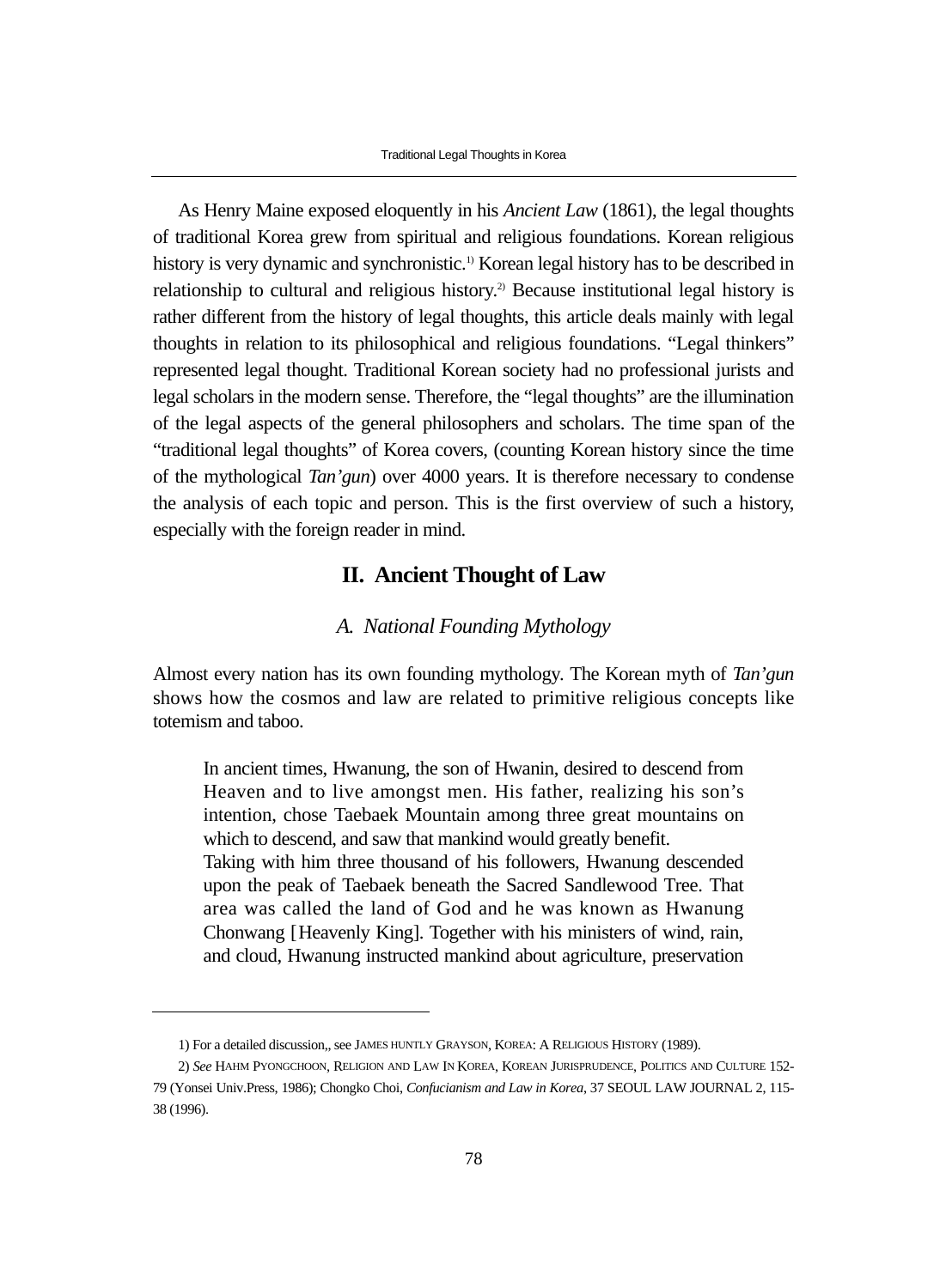As Henry Maine exposed eloquently in his *Ancient Law* (1861), the legal thoughts of traditional Korea grew from spiritual and religious foundations. Korean religious history is very dynamic and synchronistic.[1] Korean legal history has to be described in relationship to cultural and religious history.[2] Because institutional legal history is rather different from the history of legal thoughts, this article deals mainly with legal thoughts in relation to its philosophical and religious foundations. "Legal thinkers" represented legal thought. Traditional Korean society had no professional jurists and legal scholars in the modern sense. Therefore, the "legal thoughts" are the illumination of the legal aspects of the general philosophers and scholars. The time span of the "traditional legal thoughts" of Korea covers, (counting Korean history since the time of the mythological *Tan'gun*) over 4000 years. It is therefore necessary to condense the analysis of each topic and person. This is the first overview of such a history, especially with the foreign reader in mind.

## II. Ancient Thought of Law

### *A. National Founding Mythology*

Almost every nation has its own founding mythology. The Korean myth of *Tan'gun* shows how the cosmos and law are related to primitive religious concepts like totemism and taboo.

> In ancient times, Hwanung, the son of Hwanin, desired to descend from Heaven and to live amongst men. His father, realizing his son's intention, chose Taebaek Mountain among three great mountains on which to descend, and saw that mankind would greatly benefit.
> Taking with him three thousand of his followers, Hwanung descended upon the peak of Taebaek beneath the Sacred Sandlewood Tree. That area was called the land of God and he was known as Hwanung Chonwang [Heavenly King]. Together with his ministers of wind, rain, and cloud, Hwanung instructed mankind about agriculture, preservation

---

1) For a detailed discussion,, see JAMES HUNTLY GRAYSON, KOREA: A RELIGIOUS HISTORY (1989).

2) *See* HAHM PYONGCHOON, RELIGION AND LAW IN KOREA, KOREAN JURISPRUDENCE, POLITICS AND CULTURE 152-79 (Yonsei Univ.Press, 1986); Chongko Choi, *Confucianism and Law in Korea*, 37 SEOUL LAW JOURNAL 2, 115-38 (1996).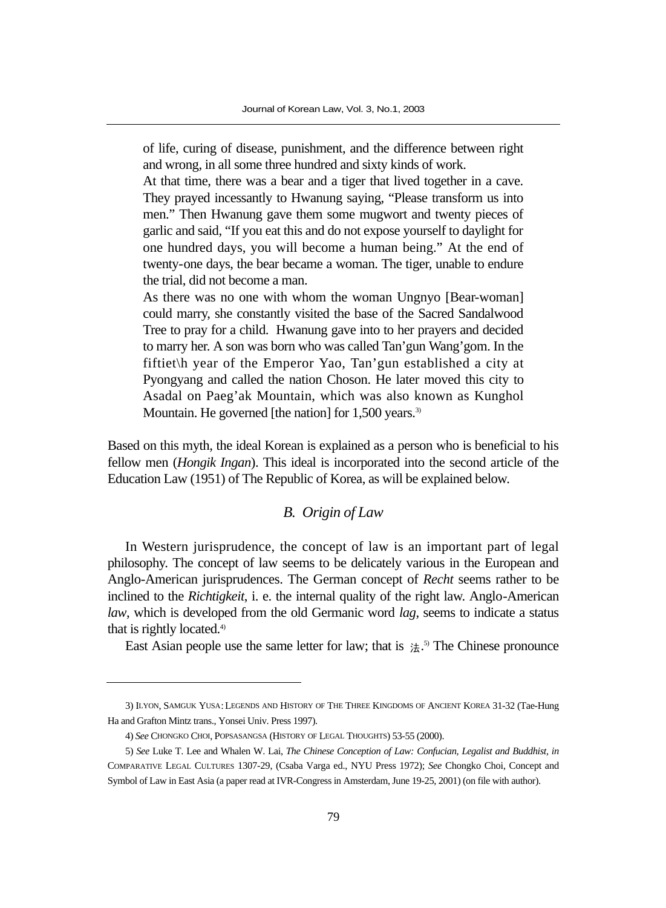of life, curing of disease, punishment, and the difference between right and wrong, in all some three hundred and sixty kinds of work.

At that time, there was a bear and a tiger that lived together in a cave. They prayed incessantly to Hwanung saying, "Please transform us into men." Then Hwanung gave them some mugwort and twenty pieces of garlic and said, "If you eat this and do not expose yourself to daylight for one hundred days, you will become a human being." At the end of twenty-one days, the bear became a woman. The tiger, unable to endure the trial, did not become a man.

As there was no one with whom the woman Ungnyo [Bear-woman] could marry, she constantly visited the base of the Sacred Sandalwood Tree to pray for a child. Hwanung gave into to her prayers and decided to marry her. A son was born who was called Tan'gun Wang'gom. In the fiftiet\h year of the Emperor Yao, Tan'gun established a city at Pyongyang and called the nation Choson. He later moved this city to Asadal on Paeg'ak Mountain, which was also known as Kunghol Mountain. He governed [the nation] for 1,500 years.[3)]

Based on this myth, the ideal Korean is explained as a person who is beneficial to his fellow men (*Hongik Ingan*). This ideal is incorporated into the second article of the Education Law (1951) of The Republic of Korea, as will be explained below.

### *B. Origin of Law*

In Western jurisprudence, the concept of law is an important part of legal philosophy. The concept of law seems to be delicately various in the European and Anglo-American jurisprudences. The German concept of *Recht* seems rather to be inclined to the *Richtigkeit*, i. e. the internal quality of the right law. Anglo-American *law*, which is developed from the old Germanic word *lag*, seems to indicate a status that is rightly located.[4)]

East Asian people use the same letter for law; that is 法.[5)] The Chinese pronounce

---

3) ILYON, SAMGUK YUSA: LEGENDS AND HISTORY OF THE THREE KINGDOMS OF ANCIENT KOREA 31-32 (Tae-Hung Ha and Grafton Mintz trans., Yonsei Univ. Press 1997).

4) *See* CHONGKO CHOI, POPSASANGSA (HISTORY OF LEGAL THOUGHTS) 53-55 (2000).

5) *See* Luke T. Lee and Whalen W. Lai, *The Chinese Conception of Law: Confucian, Legalist and Buddhist, in* COMPARATIVE LEGAL CULTURES 1307-29, (Csaba Varga ed., NYU Press 1972); *See* Chongko Choi, Concept and Symbol of Law in East Asia (a paper read at IVR-Congress in Amsterdam, June 19-25, 2001) (on file with author).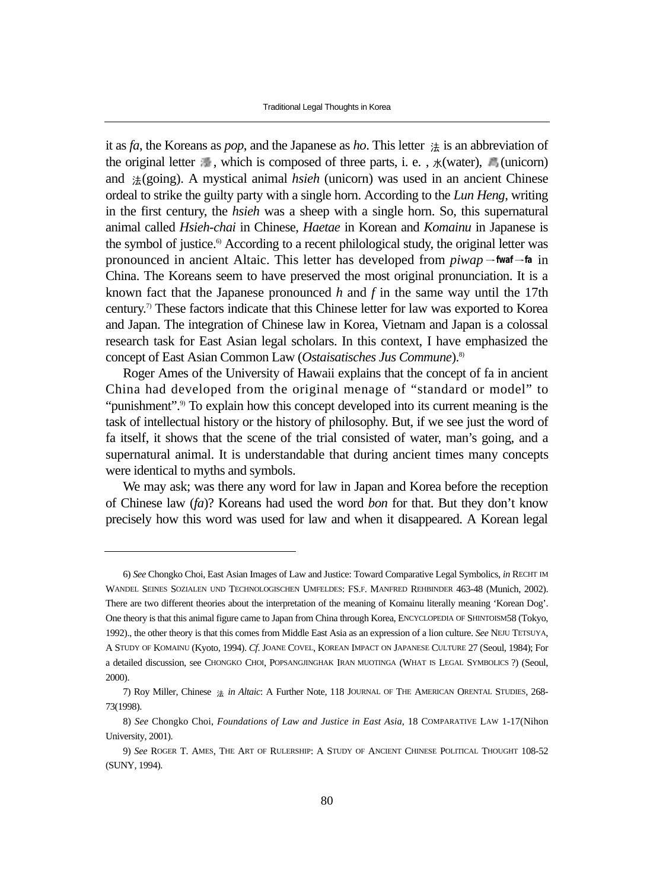it as *fa*, the Koreans as *pop*, and the Japanese as *ho*. This letter 法 is an abbreviation of the original letter 灋, which is composed of three parts, i. e. , 水(water), 廌(unicorn) and 去(going). A mystical animal *hsieh* (unicorn) was used in an ancient Chinese ordeal to strike the guilty party with a single horn. According to the *Lun Heng*, writing in the first century, the *hsieh* was a sheep with a single horn. So, this supernatural animal called *Hsieh-chai* in Chinese, *Haetae* in Korean and *Komainu* in Japanese is the symbol of justice.[6] According to a recent philological study, the original letter was pronounced in ancient Altaic. This letter has developed from *piwap*→**fwaf**→**fa** in China. The Koreans seem to have preserved the most original pronunciation. It is a known fact that the Japanese pronounced *h* and *f* in the same way until the 17th century.[7] These factors indicate that this Chinese letter for law was exported to Korea and Japan. The integration of Chinese law in Korea, Vietnam and Japan is a colossal research task for East Asian legal scholars. In this context, I have emphasized the concept of East Asian Common Law (*Ostaisatisches Jus Commune*).[8]

Roger Ames of the University of Hawaii explains that the concept of fa in ancient China had developed from the original menage of "standard or model" to "punishment".[9] To explain how this concept developed into its current meaning is the task of intellectual history or the history of philosophy. But, if we see just the word of fa itself, it shows that the scene of the trial consisted of water, man's going, and a supernatural animal. It is understandable that during ancient times many concepts were identical to myths and symbols.

We may ask; was there any word for law in Japan and Korea before the reception of Chinese law (*fa*)? Koreans had used the word *bon* for that. But they don't know precisely how this word was used for law and when it disappeared. A Korean legal

---

6) *See* Chongko Choi, East Asian Images of Law and Justice: Toward Comparative Legal Symbolics, *in* RECHT IM WANDEL SEINES SOZIALEN UND TECHNOLOGISCHEN UMFELDES: FS.F. MANFRED REHBINDER 463-48 (Munich, 2002). There are two different theories about the interpretation of the meaning of Komainu literally meaning 'Korean Dog'. One theory is that this animal figure came to Japan from China through Korea, ENCYCLOPEDIA OF SHINTOISM58 (Tokyo, 1992)., the other theory is that this comes from Middle East Asia as an expression of a lion culture. *See* NEJU TETSUYA, A STUDY OF KOMAINU (Kyoto, 1994). *Cf*. JOANE COVEL, KOREAN IMPACT ON JAPANESE CULTURE 27 (Seoul, 1984); For a detailed discussion, see CHONGKO CHOI, POPSANGJINGHAK IRAN MUOTINGA (WHAT IS LEGAL SYMBOLICS ?) (Seoul, 2000).

7) Roy Miller, Chinese 法 *in Altaic*: A Further Note, 118 JOURNAL OF THE AMERICAN ORENTAL STUDIES, 268-73(1998).

8) *See* Chongko Choi, *Foundations of Law and Justice in East Asia*, 18 COMPARATIVE LAW 1-17(Nihon University, 2001).

9) *See* ROGER T. AMES, THE ART OF RULERSHIP: A STUDY OF ANCIENT CHINESE POLITICAL THOUGHT 108-52 (SUNY, 1994).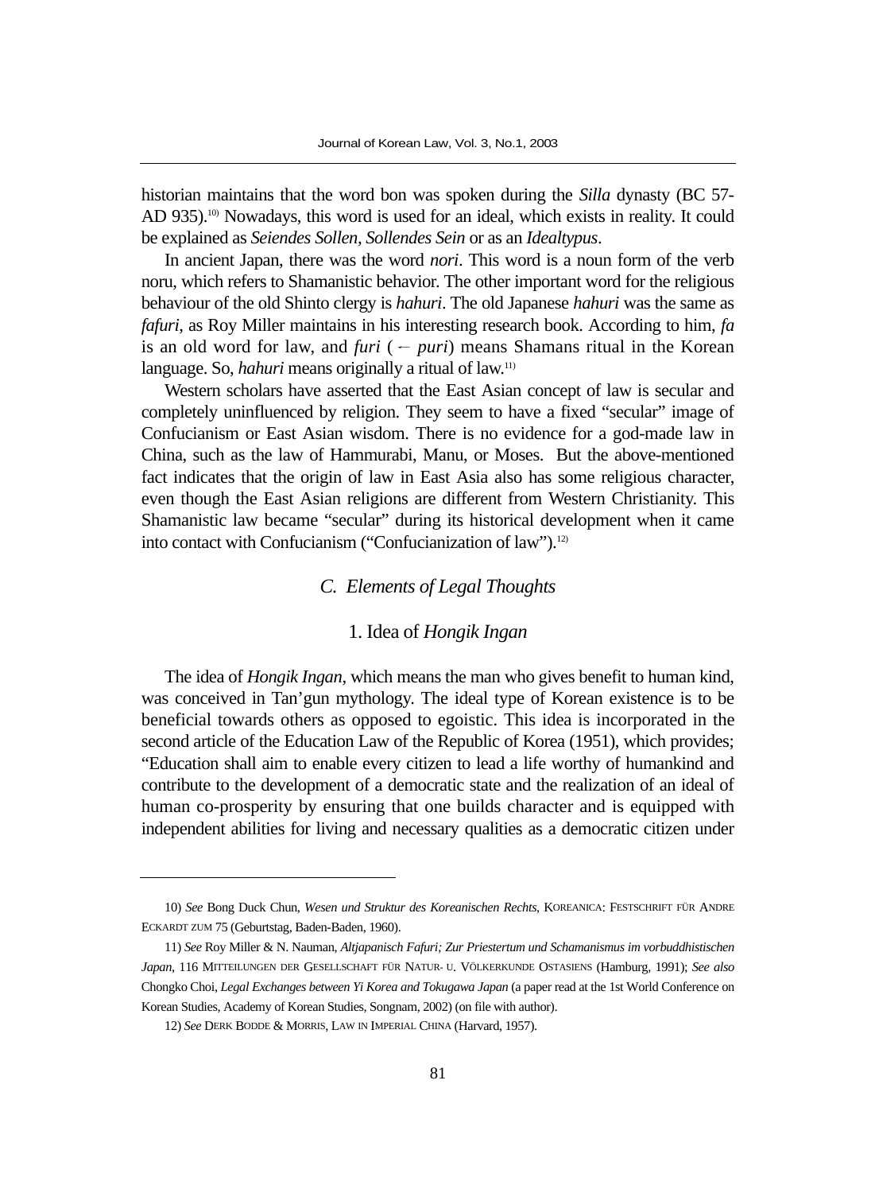historian maintains that the word bon was spoken during the *Silla* dynasty (BC 57-AD 935).[10] Nowadays, this word is used for an ideal, which exists in reality. It could be explained as *Seiendes Sollen, Sollendes Sein* or as an *Idealtypus*.

In ancient Japan, there was the word *nori*. This word is a noun form of the verb noru, which refers to Shamanistic behavior. The other important word for the religious behaviour of the old Shinto clergy is *hahuri*. The old Japanese *hahuri* was the same as *fafuri*, as Roy Miller maintains in his interesting research book. According to him, *fa* is an old word for law, and *furi* (← *puri*) means Shamans ritual in the Korean language. So, *hahuri* means originally a ritual of law.[11]

Western scholars have asserted that the East Asian concept of law is secular and completely uninfluenced by religion. They seem to have a fixed "secular" image of Confucianism or East Asian wisdom. There is no evidence for a god-made law in China, such as the law of Hammurabi, Manu, or Moses. But the above-mentioned fact indicates that the origin of law in East Asia also has some religious character, even though the East Asian religions are different from Western Christianity. This Shamanistic law became "secular" during its historical development when it came into contact with Confucianism ("Confucianization of law").[12]

### *C. Elements of Legal Thoughts*

#### 1. Idea of *Hongik Ingan*

The idea of *Hongik Ingan*, which means the man who gives benefit to human kind, was conceived in Tan'gun mythology. The ideal type of Korean existence is to be beneficial towards others as opposed to egoistic. This idea is incorporated in the second article of the Education Law of the Republic of Korea (1951), which provides; "Education shall aim to enable every citizen to lead a life worthy of humankind and contribute to the development of a democratic state and the realization of an ideal of human co-prosperity by ensuring that one builds character and is equipped with independent abilities for living and necessary qualities as a democratic citizen under

---

10) *See* Bong Duck Chun, *Wesen und Struktur des Koreanischen Rechts*, KOREANICA: FESTSCHRIFT FÜR ANDRE ECKARDT ZUM 75 (Geburtstag, Baden-Baden, 1960).

11) *See* Roy Miller & N. Nauman, *Altjapanisch Fafuri; Zur Priestertum und Schamanismus im vorbuddhistischen Japan*, 116 MITTEILUNGEN DER GESELLSCHAFT FÜR NATUR- U. VÖLKERKUNDE OSTASIENS (Hamburg, 1991); *See also* Chongko Choi, *Legal Exchanges between Yi Korea and Tokugawa Japan* (a paper read at the 1st World Conference on Korean Studies, Academy of Korean Studies, Songnam, 2002) (on file with author).

12) *See* DERK BODDE & MORRIS, LAW IN IMPERIAL CHINA (Harvard, 1957).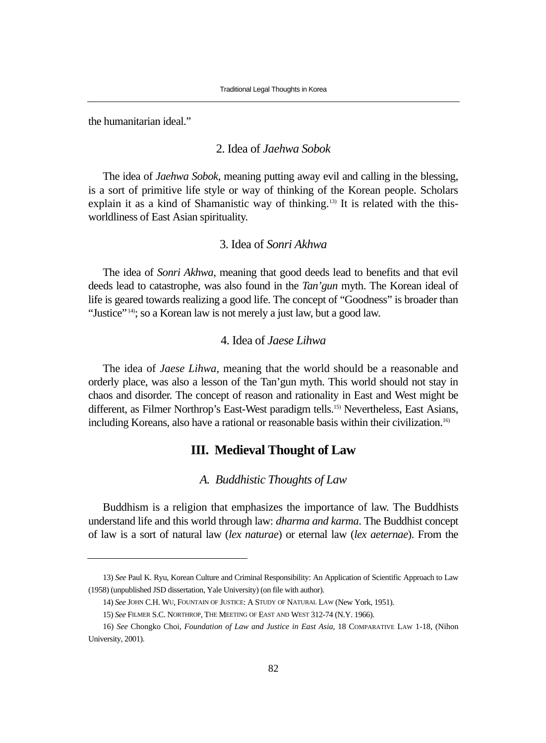the humanitarian ideal."

### 2. Idea of *Jaehwa Sobok*

The idea of *Jaehwa Sobok*, meaning putting away evil and calling in the blessing, is a sort of primitive life style or way of thinking of the Korean people. Scholars explain it as a kind of Shamanistic way of thinking.[13] It is related with the this-worldliness of East Asian spirituality.

### 3. Idea of *Sonri Akhwa*

The idea of *Sonri Akhwa*, meaning that good deeds lead to benefits and that evil deeds lead to catastrophe, was also found in the *Tan'gun* myth. The Korean ideal of life is geared towards realizing a good life. The concept of "Goodness" is broader than "Justice"[14]; so a Korean law is not merely a just law, but a good law.

### 4. Idea of *Jaese Lihwa*

The idea of *Jaese Lihwa*, meaning that the world should be a reasonable and orderly place, was also a lesson of the Tan'gun myth. This world should not stay in chaos and disorder. The concept of reason and rationality in East and West might be different, as Filmer Northrop's East-West paradigm tells.[15] Nevertheless, East Asians, including Koreans, also have a rational or reasonable basis within their civilization.[16]

## III. Medieval Thought of Law

### *A. Buddhistic Thoughts of Law*

Buddhism is a religion that emphasizes the importance of law. The Buddhists understand life and this world through law: *dharma and karma*. The Buddhist concept of law is a sort of natural law (*lex naturae*) or eternal law (*lex aeternae*). From the

---

13) *See* Paul K. Ryu, Korean Culture and Criminal Responsibility: An Application of Scientific Approach to Law (1958) (unpublished JSD dissertation, Yale University) (on file with author).

14) *See* JOHN C.H. WU, FOUNTAIN OF JUSTICE: A STUDY OF NATURAL LAW (New York, 1951).

15) *See* FILMER S.C. NORTHROP, THE MEETING OF EAST AND WEST 312-74 (N.Y. 1966).

16) *See* Chongko Choi, *Foundation of Law and Justice in East Asia*, 18 COMPARATIVE LAW 1-18, (Nihon University, 2001).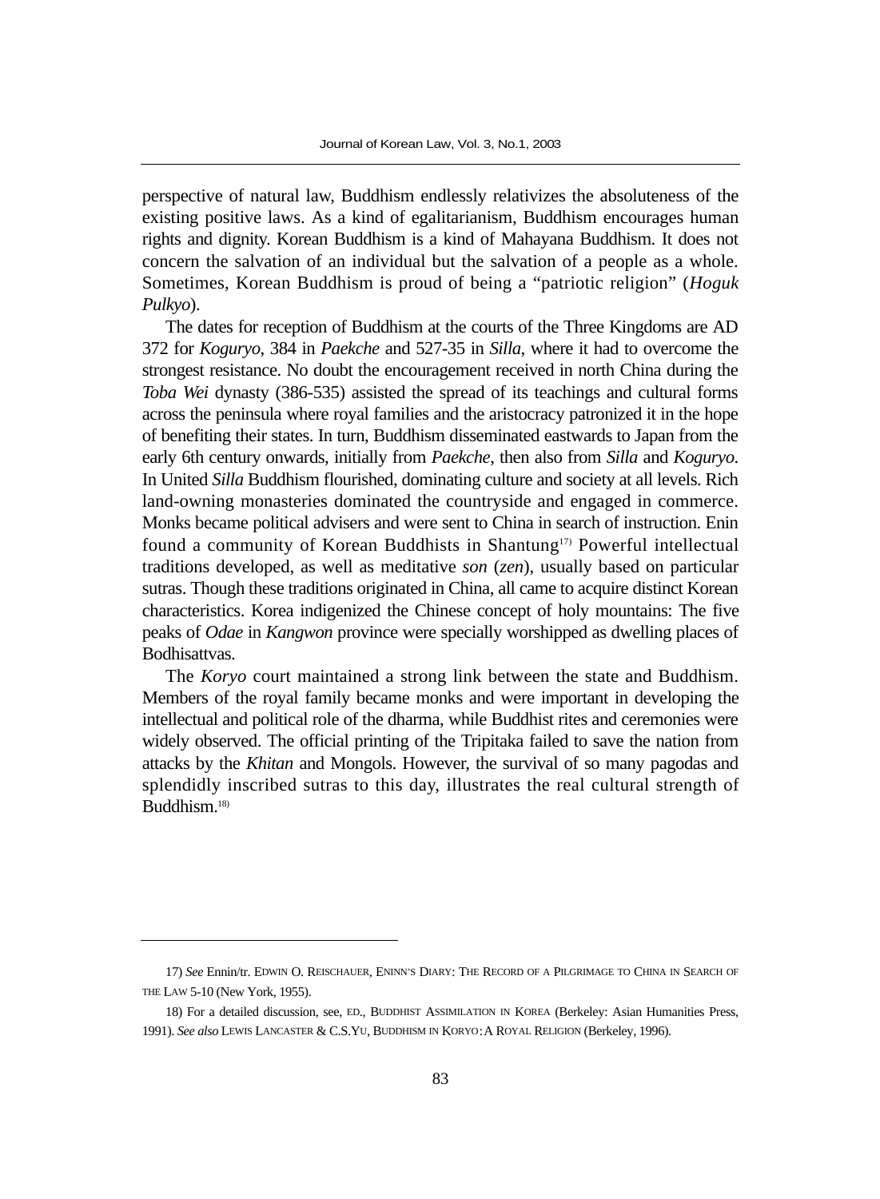perspective of natural law, Buddhism endlessly relativizes the absoluteness of the existing positive laws. As a kind of egalitarianism, Buddhism encourages human rights and dignity. Korean Buddhism is a kind of Mahayana Buddhism. It does not concern the salvation of an individual but the salvation of a people as a whole. Sometimes, Korean Buddhism is proud of being a "patriotic religion" (*Hoguk Pulkyo*).

The dates for reception of Buddhism at the courts of the Three Kingdoms are AD 372 for *Koguryo*, 384 in *Paekche* and 527-35 in *Silla*, where it had to overcome the strongest resistance. No doubt the encouragement received in north China during the *Toba Wei* dynasty (386-535) assisted the spread of its teachings and cultural forms across the peninsula where royal families and the aristocracy patronized it in the hope of benefiting their states. In turn, Buddhism disseminated eastwards to Japan from the early 6th century onwards, initially from *Paekche*, then also from *Silla* and *Koguryo*. In United *Silla* Buddhism flourished, dominating culture and society at all levels. Rich land-owning monasteries dominated the countryside and engaged in commerce. Monks became political advisers and were sent to China in search of instruction. Enin found a community of Korean Buddhists in Shantung[17] Powerful intellectual traditions developed, as well as meditative *son* (*zen*), usually based on particular sutras. Though these traditions originated in China, all came to acquire distinct Korean characteristics. Korea indigenized the Chinese concept of holy mountains: The five peaks of *Odae* in *Kangwon* province were specially worshipped as dwelling places of Bodhisattvas.

The *Koryo* court maintained a strong link between the state and Buddhism. Members of the royal family became monks and were important in developing the intellectual and political role of the dharma, while Buddhist rites and ceremonies were widely observed. The official printing of the Tripitaka failed to save the nation from attacks by the *Khitan* and Mongols. However, the survival of so many pagodas and splendidly inscribed sutras to this day, illustrates the real cultural strength of Buddhism.[18]

---

17) *See* Ennin/tr. EDWIN O. REISCHAUER, ENINN'S DIARY: THE RECORD OF A PILGRIMAGE TO CHINA IN SEARCH OF THE LAW 5-10 (New York, 1955).

18) For a detailed discussion, see, ED., BUDDHIST ASSIMILATION IN KOREA (Berkeley: Asian Humanities Press, 1991). *See also* LEWIS LANCASTER & C.S.YU, BUDDHISM IN KORYO: A ROYAL RELIGION (Berkeley, 1996).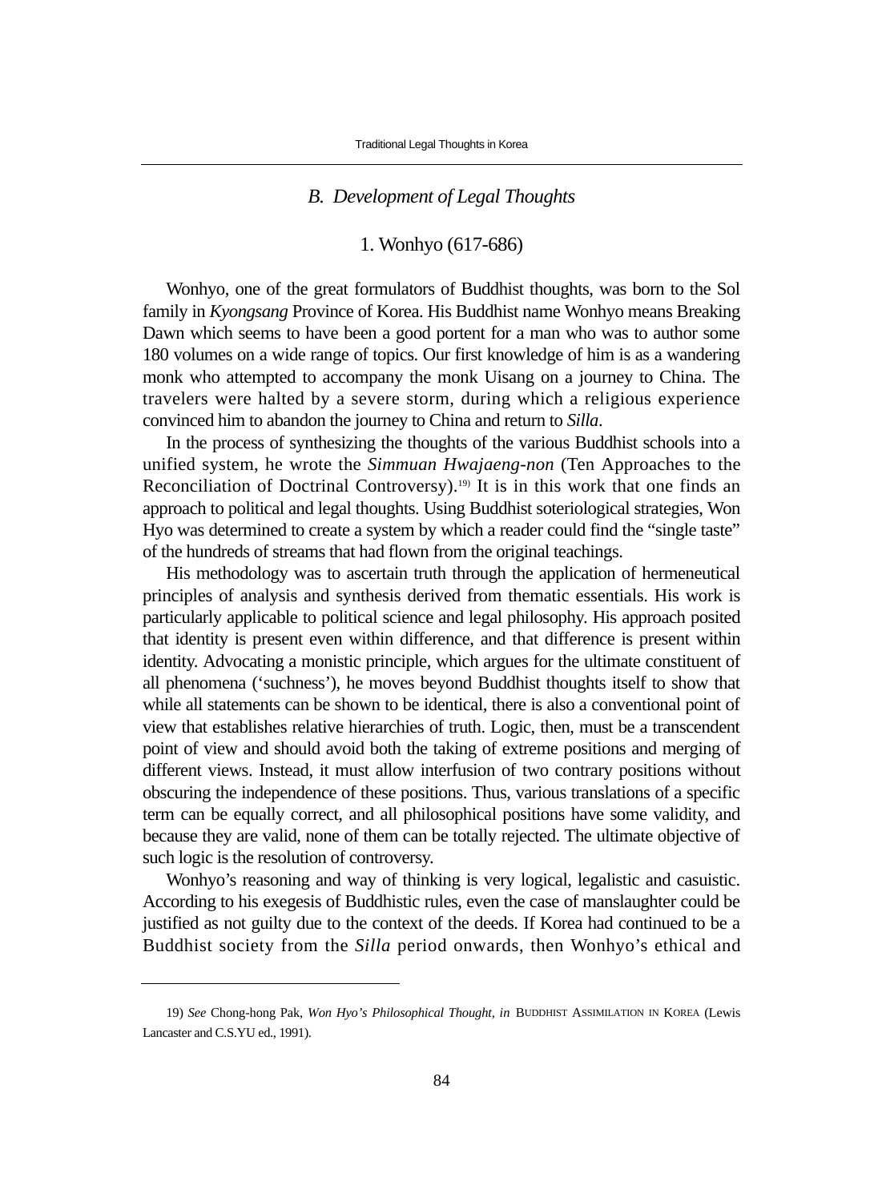### *B. Development of Legal Thoughts*

#### 1. Wonhyo (617-686)

Wonhyo, one of the great formulators of Buddhist thoughts, was born to the Sol family in *Kyongsang* Province of Korea. His Buddhist name Wonhyo means Breaking Dawn which seems to have been a good portent for a man who was to author some 180 volumes on a wide range of topics. Our first knowledge of him is as a wandering monk who attempted to accompany the monk Uisang on a journey to China. The travelers were halted by a severe storm, during which a religious experience convinced him to abandon the journey to China and return to *Silla*.

In the process of synthesizing the thoughts of the various Buddhist schools into a unified system, he wrote the *Simmuan Hwajaeng-non* (Ten Approaches to the Reconciliation of Doctrinal Controversy).[19] It is in this work that one finds an approach to political and legal thoughts. Using Buddhist soteriological strategies, Won Hyo was determined to create a system by which a reader could find the "single taste" of the hundreds of streams that had flown from the original teachings.

His methodology was to ascertain truth through the application of hermeneutical principles of analysis and synthesis derived from thematic essentials. His work is particularly applicable to political science and legal philosophy. His approach posited that identity is present even within difference, and that difference is present within identity. Advocating a monistic principle, which argues for the ultimate constituent of all phenomena ('suchness'), he moves beyond Buddhist thoughts itself to show that while all statements can be shown to be identical, there is also a conventional point of view that establishes relative hierarchies of truth. Logic, then, must be a transcendent point of view and should avoid both the taking of extreme positions and merging of different views. Instead, it must allow interfusion of two contrary positions without obscuring the independence of these positions. Thus, various translations of a specific term can be equally correct, and all philosophical positions have some validity, and because they are valid, none of them can be totally rejected. The ultimate objective of such logic is the resolution of controversy.

Wonhyo's reasoning and way of thinking is very logical, legalistic and casuistic. According to his exegesis of Buddhistic rules, even the case of manslaughter could be justified as not guilty due to the context of the deeds. If Korea had continued to be a Buddhist society from the *Silla* period onwards, then Wonhyo's ethical and

---

19) *See* Chong-hong Pak, *Won Hyo's Philosophical Thought, in* BUDDHIST ASSIMILATION IN KOREA (Lewis Lancaster and C.S.YU ed., 1991).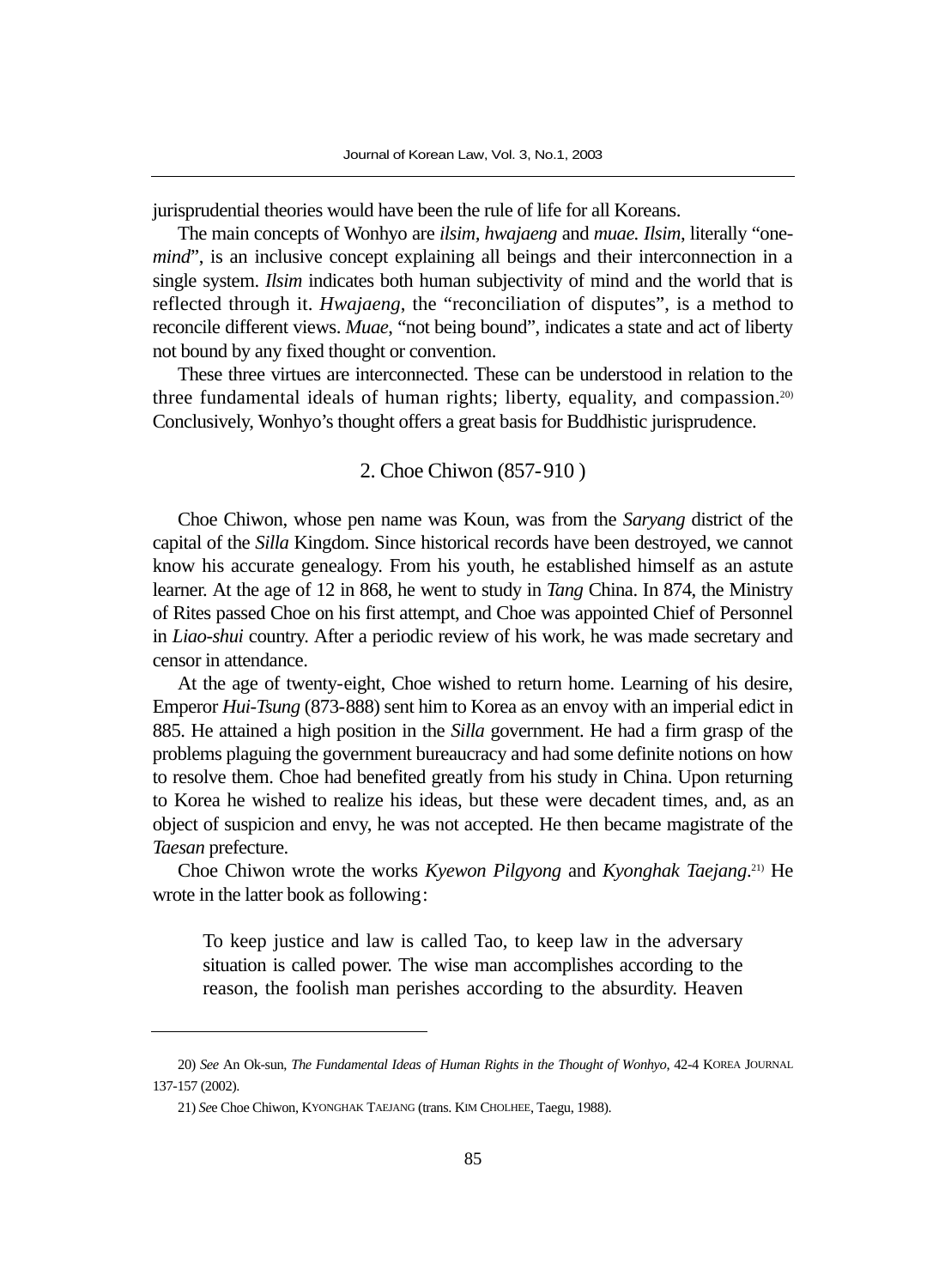jurisprudential theories would have been the rule of life for all Koreans.

The main concepts of Wonhyo are *ilsim*, *hwajaeng* and *muae. Ilsim*, literally "one-*mind*", is an inclusive concept explaining all beings and their interconnection in a single system. *Ilsim* indicates both human subjectivity of mind and the world that is reflected through it. *Hwajaeng*, the "reconciliation of disputes", is a method to reconcile different views. *Muae*, "not being bound", indicates a state and act of liberty not bound by any fixed thought or convention.

These three virtues are interconnected. These can be understood in relation to the three fundamental ideals of human rights; liberty, equality, and compassion.[20] Conclusively, Wonhyo's thought offers a great basis for Buddhistic jurisprudence.

### 2. Choe Chiwon (857-910 )

Choe Chiwon, whose pen name was Koun, was from the *Saryang* district of the capital of the *Silla* Kingdom. Since historical records have been destroyed, we cannot know his accurate genealogy. From his youth, he established himself as an astute learner. At the age of 12 in 868, he went to study in *Tang* China. In 874, the Ministry of Rites passed Choe on his first attempt, and Choe was appointed Chief of Personnel in *Liao-shui* country. After a periodic review of his work, he was made secretary and censor in attendance.

At the age of twenty-eight, Choe wished to return home. Learning of his desire, Emperor *Hui-Tsung* (873-888) sent him to Korea as an envoy with an imperial edict in 885. He attained a high position in the *Silla* government. He had a firm grasp of the problems plaguing the government bureaucracy and had some definite notions on how to resolve them. Choe had benefited greatly from his study in China. Upon returning to Korea he wished to realize his ideas, but these were decadent times, and, as an object of suspicion and envy, he was not accepted. He then became magistrate of the *Taesan* prefecture.

Choe Chiwon wrote the works *Kyewon Pilgyong* and *Kyonghak Taejang*.[21] He wrote in the latter book as following:

> To keep justice and law is called Tao, to keep law in the adversary situation is called power. The wise man accomplishes according to the reason, the foolish man perishes according to the absurdity. Heaven

---

20) *See* An Ok-sun, *The Fundamental Ideas of Human Rights in the Thought of Wonhyo*, 42-4 KOREA JOURNAL 137-157 (2002).

21) *See* Choe Chiwon, KYONGHAK TAEJANG (trans. KIM CHOLHEE, Taegu, 1988).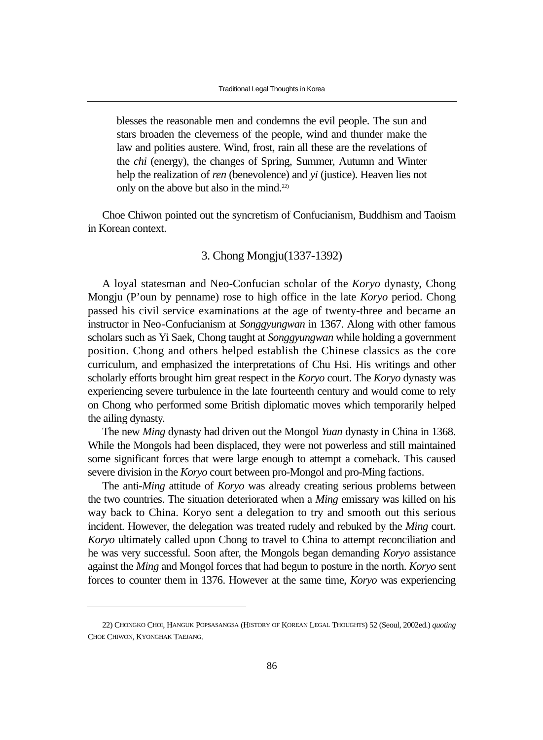> blesses the reasonable men and condemns the evil people. The sun and stars broaden the cleverness of the people, wind and thunder make the law and polities austere. Wind, frost, rain all these are the revelations of the *chi* (energy), the changes of Spring, Summer, Autumn and Winter help the realization of *ren* (benevolence) and *yi* (justice). Heaven lies not only on the above but also in the mind.[22)]

Choe Chiwon pointed out the syncretism of Confucianism, Buddhism and Taoism in Korean context.

### 3. Chong Mongju(1337-1392)

A loyal statesman and Neo-Confucian scholar of the *Koryo* dynasty, Chong Mongju (P'oun by penname) rose to high office in the late *Koryo* period. Chong passed his civil service examinations at the age of twenty-three and became an instructor in Neo-Confucianism at *Songgyungwan* in 1367. Along with other famous scholars such as Yi Saek, Chong taught at *Songgyungwan* while holding a government position. Chong and others helped establish the Chinese classics as the core curriculum, and emphasized the interpretations of Chu Hsi. His writings and other scholarly efforts brought him great respect in the *Koryo* court. The *Koryo* dynasty was experiencing severe turbulence in the late fourteenth century and would come to rely on Chong who performed some British diplomatic moves which temporarily helped the ailing dynasty.

The new *Ming* dynasty had driven out the Mongol *Yuan* dynasty in China in 1368. While the Mongols had been displaced, they were not powerless and still maintained some significant forces that were large enough to attempt a comeback. This caused severe division in the *Koryo* court between pro-Mongol and pro-Ming factions.

The anti-*Ming* attitude of *Koryo* was already creating serious problems between the two countries. The situation deteriorated when a *Ming* emissary was killed on his way back to China. Koryo sent a delegation to try and smooth out this serious incident. However, the delegation was treated rudely and rebuked by the *Ming* court. *Koryo* ultimately called upon Chong to travel to China to attempt reconciliation and he was very successful. Soon after, the Mongols began demanding *Koryo* assistance against the *Ming* and Mongol forces that had begun to posture in the north. *Koryo* sent forces to counter them in 1376. However at the same time, *Koryo* was experiencing

---

22) CHONGKO CHOI, HANGUK POPSASANGSA (HISTORY OF KOREAN LEGAL THOUGHTS) 52 (Seoul, 2002ed.) *quoting* CHOE CHIWON, KYONGHAK TAEJANG.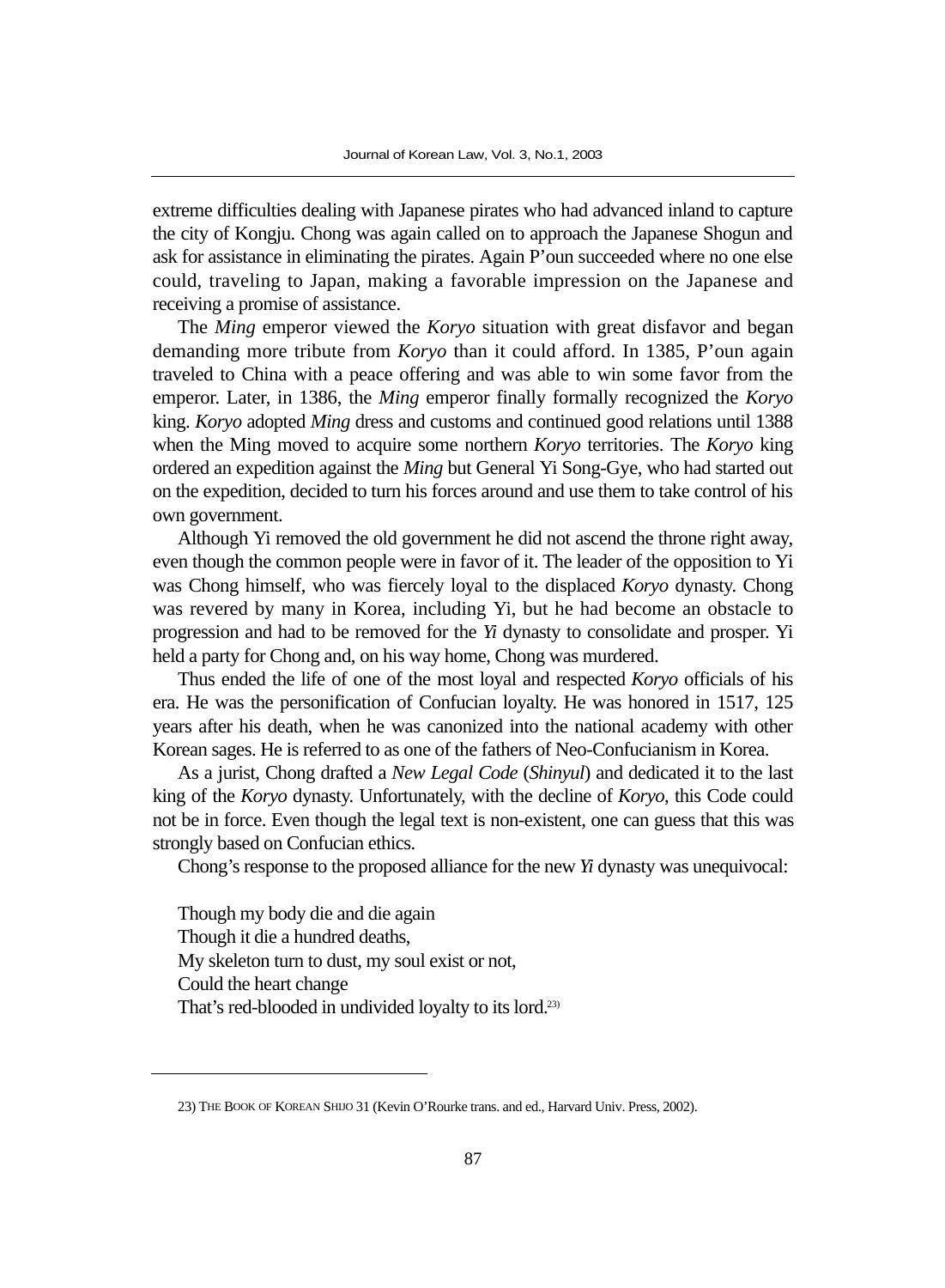extreme difficulties dealing with Japanese pirates who had advanced inland to capture the city of Kongju. Chong was again called on to approach the Japanese Shogun and ask for assistance in eliminating the pirates. Again P'oun succeeded where no one else could, traveling to Japan, making a favorable impression on the Japanese and receiving a promise of assistance.

The *Ming* emperor viewed the *Koryo* situation with great disfavor and began demanding more tribute from *Koryo* than it could afford. In 1385, P'oun again traveled to China with a peace offering and was able to win some favor from the emperor. Later, in 1386, the *Ming* emperor finally formally recognized the *Koryo* king. *Koryo* adopted *Ming* dress and customs and continued good relations until 1388 when the Ming moved to acquire some northern *Koryo* territories. The *Koryo* king ordered an expedition against the *Ming* but General Yi Song-Gye, who had started out on the expedition, decided to turn his forces around and use them to take control of his own government.

Although Yi removed the old government he did not ascend the throne right away, even though the common people were in favor of it. The leader of the opposition to Yi was Chong himself, who was fiercely loyal to the displaced *Koryo* dynasty. Chong was revered by many in Korea, including Yi, but he had become an obstacle to progression and had to be removed for the *Yi* dynasty to consolidate and prosper. Yi held a party for Chong and, on his way home, Chong was murdered.

Thus ended the life of one of the most loyal and respected *Koryo* officials of his era. He was the personification of Confucian loyalty. He was honored in 1517, 125 years after his death, when he was canonized into the national academy with other Korean sages. He is referred to as one of the fathers of Neo-Confucianism in Korea.

As a jurist, Chong drafted a *New Legal Code* (*Shinyul*) and dedicated it to the last king of the *Koryo* dynasty. Unfortunately, with the decline of *Koryo*, this Code could not be in force. Even though the legal text is non-existent, one can guess that this was strongly based on Confucian ethics.

Chong's response to the proposed alliance for the new *Yi* dynasty was unequivocal:

Though my body die and die again
Though it die a hundred deaths,
My skeleton turn to dust, my soul exist or not,
Could the heart change
That's red-blooded in undivided loyalty to its lord.[23]

---

23) THE BOOK OF KOREAN SHIJO 31 (Kevin O'Rourke trans. and ed., Harvard Univ. Press, 2002).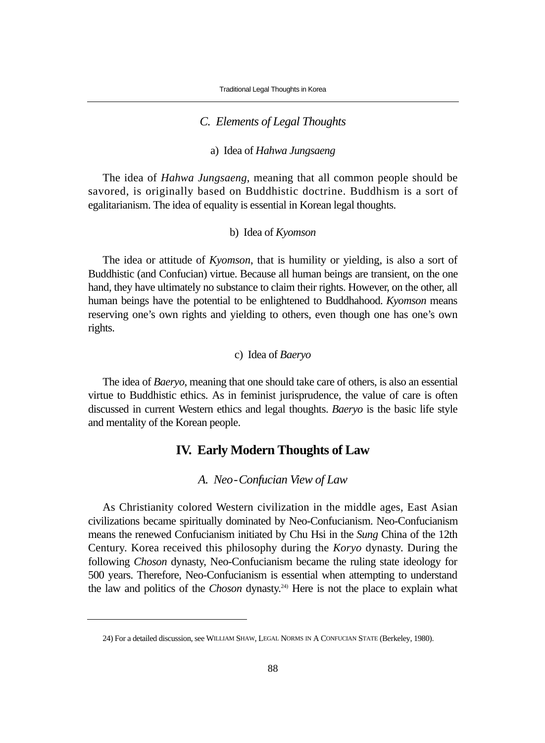### *C. Elements of Legal Thoughts*

#### a) Idea of *Hahwa Jungsaeng*

The idea of *Hahwa Jungsaeng*, meaning that all common people should be savored, is originally based on Buddhistic doctrine. Buddhism is a sort of egalitarianism. The idea of equality is essential in Korean legal thoughts.

#### b) Idea of *Kyomson*

The idea or attitude of *Kyomson*, that is humility or yielding, is also a sort of Buddhistic (and Confucian) virtue. Because all human beings are transient, on the one hand, they have ultimately no substance to claim their rights. However, on the other, all human beings have the potential to be enlightened to Buddhahood. *Kyomson* means reserving one's own rights and yielding to others, even though one has one's own rights.

#### c) Idea of *Baeryo*

The idea of *Baeryo*, meaning that one should take care of others, is also an essential virtue to Buddhistic ethics. As in feminist jurisprudence, the value of care is often discussed in current Western ethics and legal thoughts. *Baeryo* is the basic life style and mentality of the Korean people.

## IV. Early Modern Thoughts of Law

### *A. Neo-Confucian View of Law*

As Christianity colored Western civilization in the middle ages, East Asian civilizations became spiritually dominated by Neo-Confucianism. Neo-Confucianism means the renewed Confucianism initiated by Chu Hsi in the *Sung* China of the 12th Century. Korea received this philosophy during the *Koryo* dynasty. During the following *Choson* dynasty, Neo-Confucianism became the ruling state ideology for 500 years. Therefore, Neo-Confucianism is essential when attempting to understand the law and politics of the *Choson* dynasty.[24] Here is not the place to explain what

24) For a detailed discussion, see WILLIAM SHAW, LEGAL NORMS IN A CONFUCIAN STATE (Berkeley, 1980).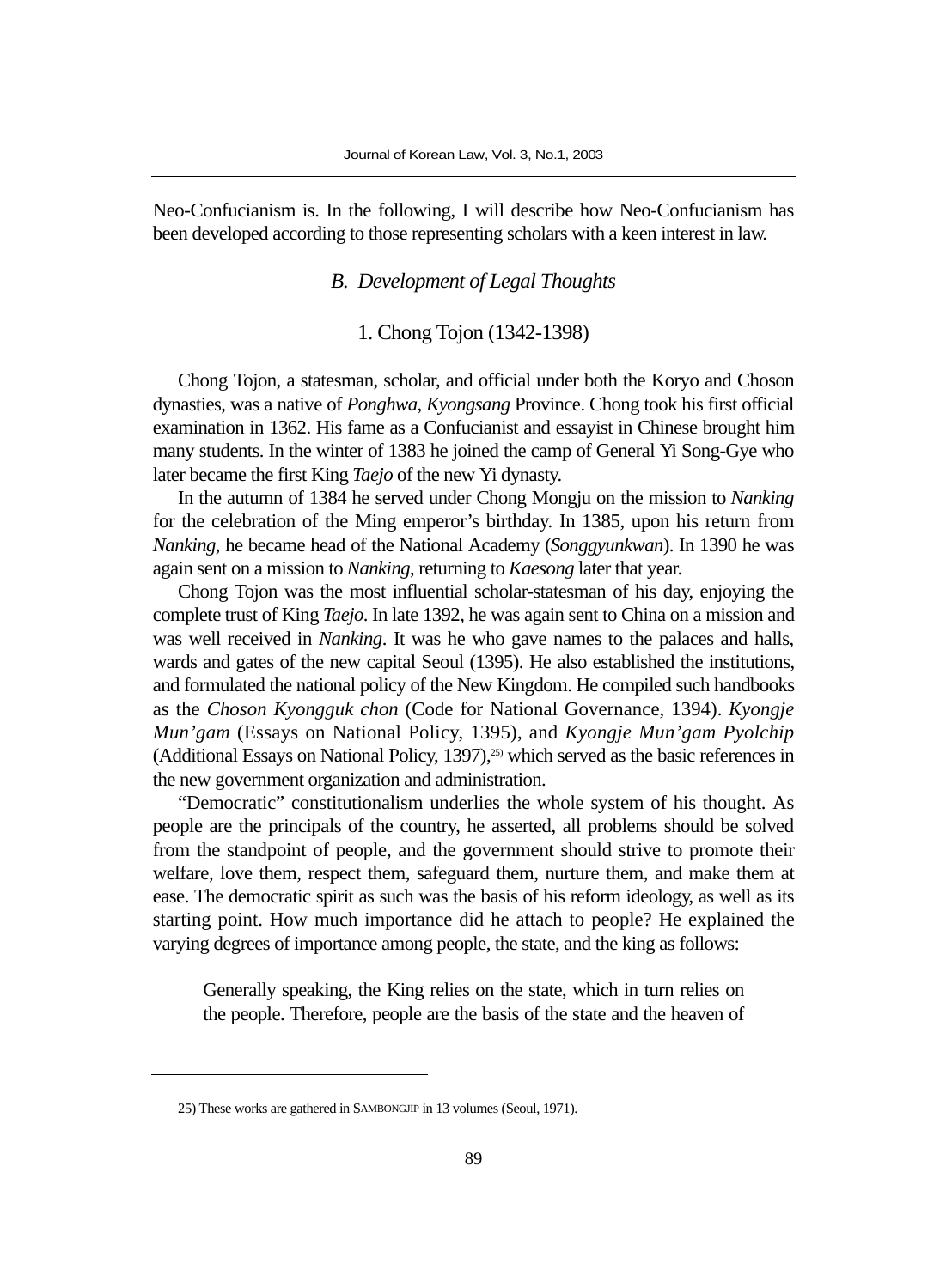Neo-Confucianism is. In the following, I will describe how Neo-Confucianism has been developed according to those representing scholars with a keen interest in law.

### *B. Development of Legal Thoughts*

#### 1. Chong Tojon (1342-1398)

Chong Tojon, a statesman, scholar, and official under both the Koryo and Choson dynasties, was a native of *Ponghwa, Kyongsang* Province. Chong took his first official examination in 1362. His fame as a Confucianist and essayist in Chinese brought him many students. In the winter of 1383 he joined the camp of General Yi Song-Gye who later became the first King *Taejo* of the new Yi dynasty.

In the autumn of 1384 he served under Chong Mongju on the mission to *Nanking* for the celebration of the Ming emperor's birthday. In 1385, upon his return from *Nanking*, he became head of the National Academy (*Songgyunkwan*). In 1390 he was again sent on a mission to *Nanking*, returning to *Kaesong* later that year.

Chong Tojon was the most influential scholar-statesman of his day, enjoying the complete trust of King *Taejo*. In late 1392, he was again sent to China on a mission and was well received in *Nanking*. It was he who gave names to the palaces and halls, wards and gates of the new capital Seoul (1395). He also established the institutions, and formulated the national policy of the New Kingdom. He compiled such handbooks as the *Choson Kyongguk chon* (Code for National Governance, 1394). *Kyongje Mun'gam* (Essays on National Policy, 1395), and *Kyongje Mun'gam Pyolchip* (Additional Essays on National Policy, 1397),[25] which served as the basic references in the new government organization and administration.

"Democratic" constitutionalism underlies the whole system of his thought. As people are the principals of the country, he asserted, all problems should be solved from the standpoint of people, and the government should strive to promote their welfare, love them, respect them, safeguard them, nurture them, and make them at ease. The democratic spirit as such was the basis of his reform ideology, as well as its starting point. How much importance did he attach to people? He explained the varying degrees of importance among people, the state, and the king as follows:

> Generally speaking, the King relies on the state, which in turn relies on the people. Therefore, people are the basis of the state and the heaven of

25) These works are gathered in SAMBONGJIP in 13 volumes (Seoul, 1971).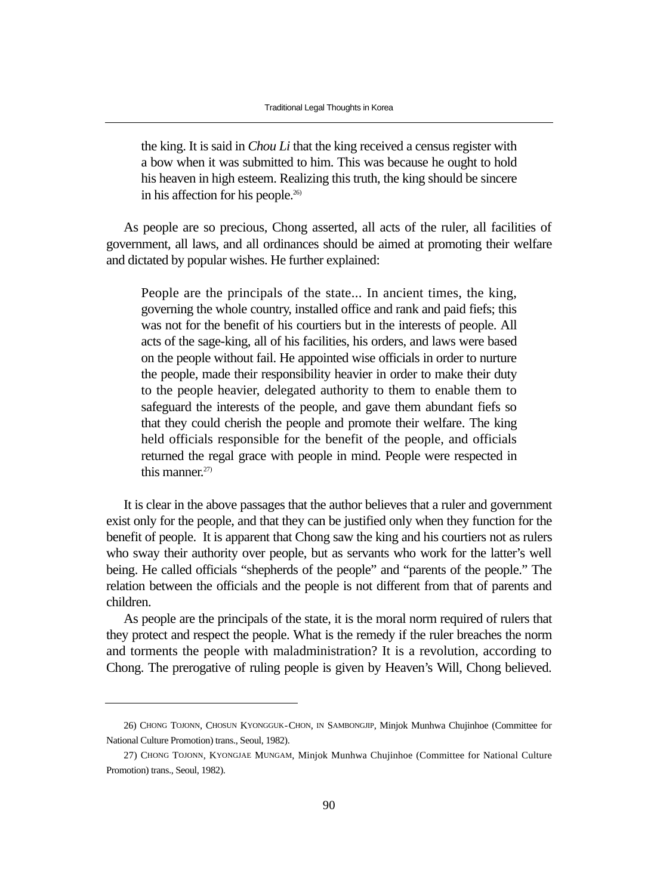> the king. It is said in *Chou Li* that the king received a census register with a bow when it was submitted to him. This was because he ought to hold his heaven in high esteem. Realizing this truth, the king should be sincere in his affection for his people.[26]

As people are so precious, Chong asserted, all acts of the ruler, all facilities of government, all laws, and all ordinances should be aimed at promoting their welfare and dictated by popular wishes. He further explained:

> People are the principals of the state... In ancient times, the king, governing the whole country, installed office and rank and paid fiefs; this was not for the benefit of his courtiers but in the interests of people. All acts of the sage-king, all of his facilities, his orders, and laws were based on the people without fail. He appointed wise officials in order to nurture the people, made their responsibility heavier in order to make their duty to the people heavier, delegated authority to them to enable them to safeguard the interests of the people, and gave them abundant fiefs so that they could cherish the people and promote their welfare. The king held officials responsible for the benefit of the people, and officials returned the regal grace with people in mind. People were respected in this manner.[27]

It is clear in the above passages that the author believes that a ruler and government exist only for the people, and that they can be justified only when they function for the benefit of people. It is apparent that Chong saw the king and his courtiers not as rulers who sway their authority over people, but as servants who work for the latter's well being. He called officials "shepherds of the people" and "parents of the people." The relation between the officials and the people is not different from that of parents and children.

As people are the principals of the state, it is the moral norm required of rulers that they protect and respect the people. What is the remedy if the ruler breaches the norm and torments the people with maladministration? It is a revolution, according to Chong. The prerogative of ruling people is given by Heaven's Will, Chong believed.

---

26) CHONG TOJONN, CHOSUN KYONGGUK-CHON, IN SAMBONGJIP, Minjok Munhwa Chujinhoe (Committee for National Culture Promotion) trans., Seoul, 1982).

27) CHONG TOJONN, KYONGJAE MUNGAM, Minjok Munhwa Chujinhoe (Committee for National Culture Promotion) trans., Seoul, 1982).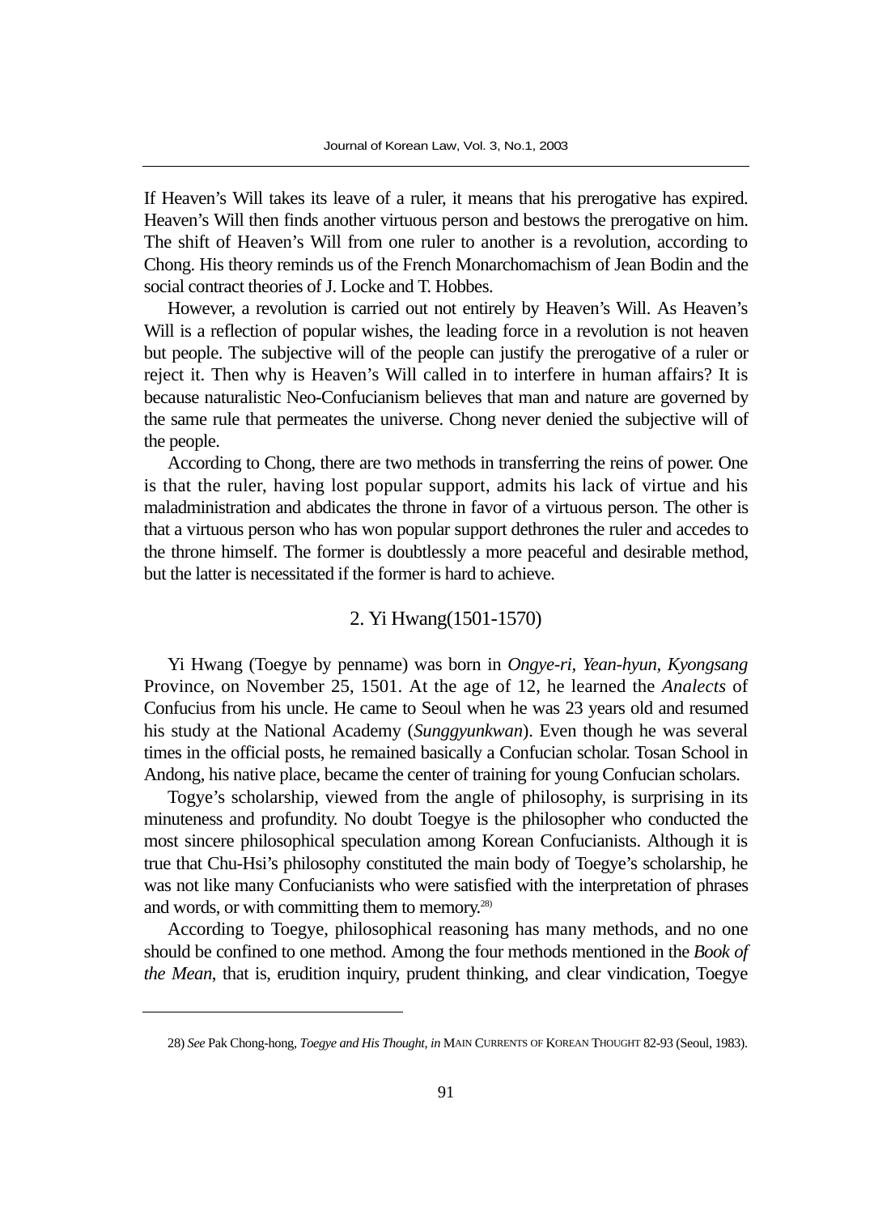If Heaven's Will takes its leave of a ruler, it means that his prerogative has expired. Heaven's Will then finds another virtuous person and bestows the prerogative on him. The shift of Heaven's Will from one ruler to another is a revolution, according to Chong. His theory reminds us of the French Monarchomachism of Jean Bodin and the social contract theories of J. Locke and T. Hobbes.

However, a revolution is carried out not entirely by Heaven's Will. As Heaven's Will is a reflection of popular wishes, the leading force in a revolution is not heaven but people. The subjective will of the people can justify the prerogative of a ruler or reject it. Then why is Heaven's Will called in to interfere in human affairs? It is because naturalistic Neo-Confucianism believes that man and nature are governed by the same rule that permeates the universe. Chong never denied the subjective will of the people.

According to Chong, there are two methods in transferring the reins of power. One is that the ruler, having lost popular support, admits his lack of virtue and his maladministration and abdicates the throne in favor of a virtuous person. The other is that a virtuous person who has won popular support dethrones the ruler and accedes to the throne himself. The former is doubtlessly a more peaceful and desirable method, but the latter is necessitated if the former is hard to achieve.

### 2. Yi Hwang(1501-1570)

Yi Hwang (Toegye by penname) was born in *Ongye-ri, Yean-hyun, Kyongsang* Province, on November 25, 1501. At the age of 12, he learned the *Analects* of Confucius from his uncle. He came to Seoul when he was 23 years old and resumed his study at the National Academy (*Sunggyunkwan*). Even though he was several times in the official posts, he remained basically a Confucian scholar. Tosan School in Andong, his native place, became the center of training for young Confucian scholars.

Togye's scholarship, viewed from the angle of philosophy, is surprising in its minuteness and profundity. No doubt Toegye is the philosopher who conducted the most sincere philosophical speculation among Korean Confucianists. Although it is true that Chu-Hsi's philosophy constituted the main body of Toegye's scholarship, he was not like many Confucianists who were satisfied with the interpretation of phrases and words, or with committing them to memory.[28]

According to Toegye, philosophical reasoning has many methods, and no one should be confined to one method. Among the four methods mentioned in the *Book of the Mean*, that is, erudition inquiry, prudent thinking, and clear vindication, Toegye

---

28) *See* Pak Chong-hong, *Toegye and His Thought, in* MAIN CURRENTS OF KOREAN THOUGHT 82-93 (Seoul, 1983).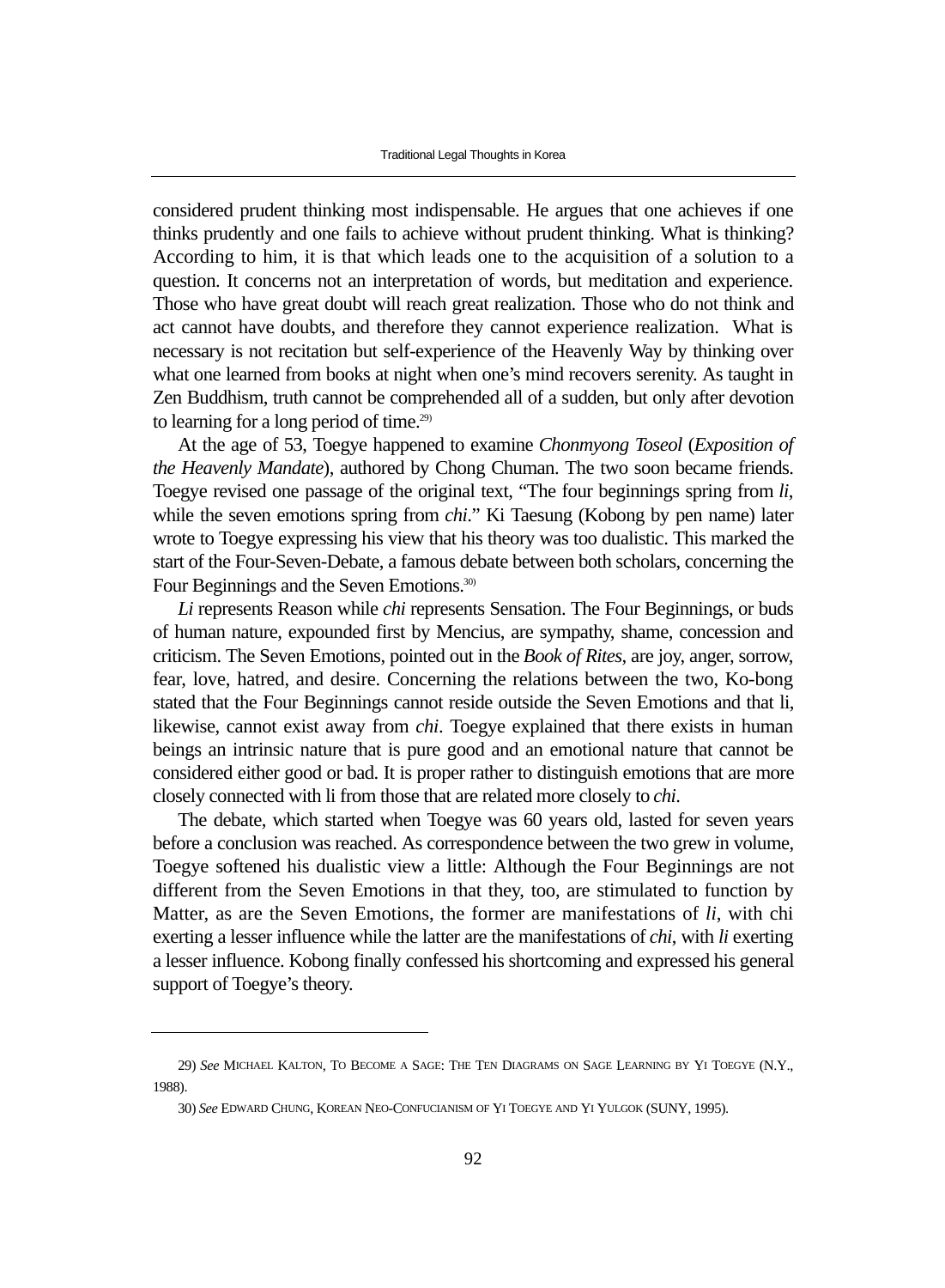considered prudent thinking most indispensable. He argues that one achieves if one thinks prudently and one fails to achieve without prudent thinking. What is thinking? According to him, it is that which leads one to the acquisition of a solution to a question. It concerns not an interpretation of words, but meditation and experience. Those who have great doubt will reach great realization. Those who do not think and act cannot have doubts, and therefore they cannot experience realization. What is necessary is not recitation but self-experience of the Heavenly Way by thinking over what one learned from books at night when one's mind recovers serenity. As taught in Zen Buddhism, truth cannot be comprehended all of a sudden, but only after devotion to learning for a long period of time.[29)]

At the age of 53, Toegye happened to examine *Chonmyong Toseol* (*Exposition of the Heavenly Mandate*), authored by Chong Chuman. The two soon became friends. Toegye revised one passage of the original text, "The four beginnings spring from *li*, while the seven emotions spring from *chi*." Ki Taesung (Kobong by pen name) later wrote to Toegye expressing his view that his theory was too dualistic. This marked the start of the Four-Seven-Debate, a famous debate between both scholars, concerning the Four Beginnings and the Seven Emotions.[30)]

*Li* represents Reason while *chi* represents Sensation. The Four Beginnings, or buds of human nature, expounded first by Mencius, are sympathy, shame, concession and criticism. The Seven Emotions, pointed out in the *Book of Rites*, are joy, anger, sorrow, fear, love, hatred, and desire. Concerning the relations between the two, Ko-bong stated that the Four Beginnings cannot reside outside the Seven Emotions and that li, likewise, cannot exist away from *chi*. Toegye explained that there exists in human beings an intrinsic nature that is pure good and an emotional nature that cannot be considered either good or bad. It is proper rather to distinguish emotions that are more closely connected with li from those that are related more closely to *chi*.

The debate, which started when Toegye was 60 years old, lasted for seven years before a conclusion was reached. As correspondence between the two grew in volume, Toegye softened his dualistic view a little: Although the Four Beginnings are not different from the Seven Emotions in that they, too, are stimulated to function by Matter, as are the Seven Emotions, the former are manifestations of *li*, with chi exerting a lesser influence while the latter are the manifestations of *chi*, with *li* exerting a lesser influence. Kobong finally confessed his shortcoming and expressed his general support of Toegye's theory.

---

29) *See* MICHAEL KALTON, TO BECOME A SAGE: THE TEN DIAGRAMS ON SAGE LEARNING BY YI TOEGYE (N.Y., 1988).

30) *See* EDWARD CHUNG, KOREAN NEO-CONFUCIANISM OF YI TOEGYE AND YI YULGOK (SUNY, 1995).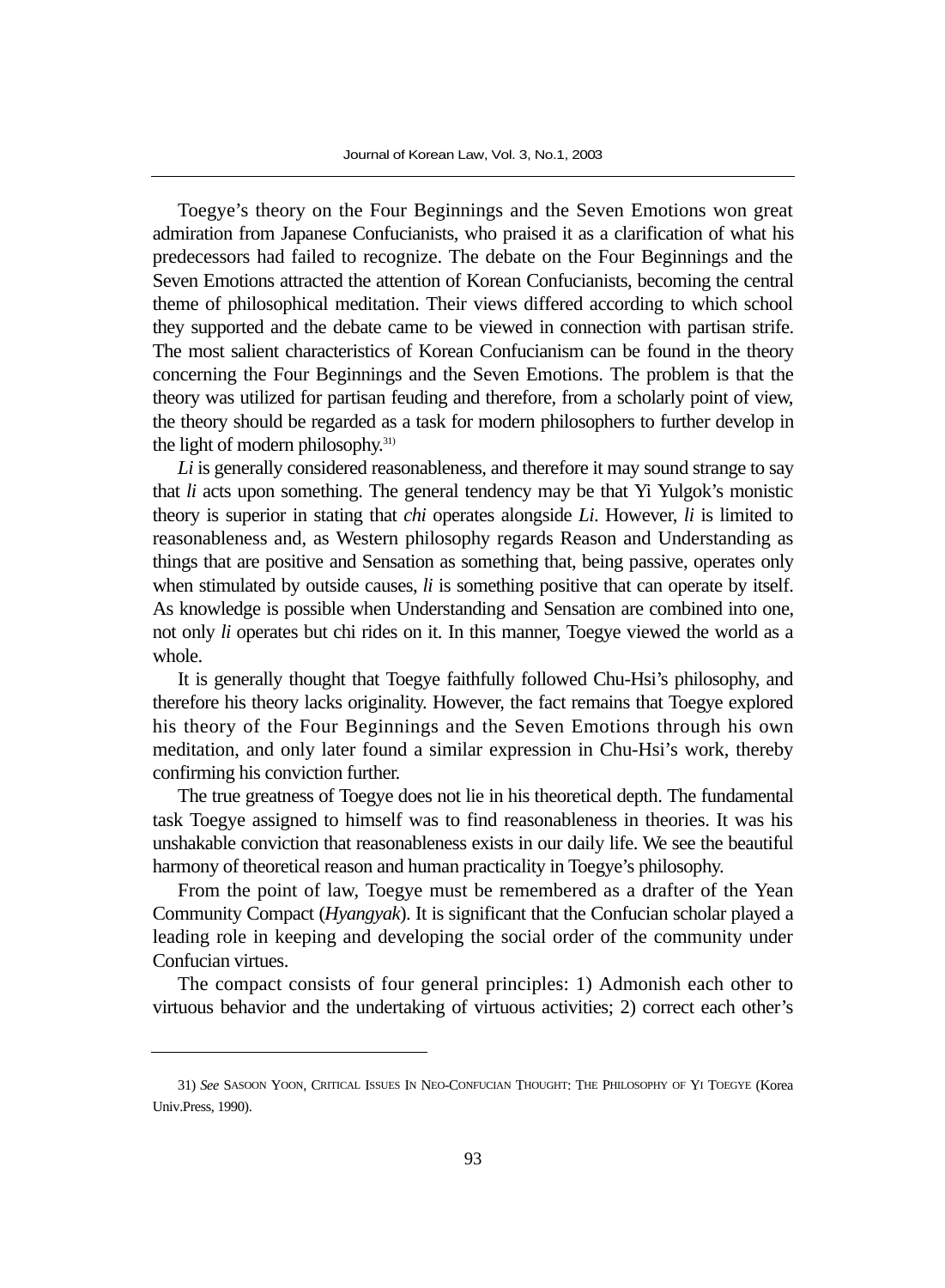Toegye's theory on the Four Beginnings and the Seven Emotions won great admiration from Japanese Confucianists, who praised it as a clarification of what his predecessors had failed to recognize. The debate on the Four Beginnings and the Seven Emotions attracted the attention of Korean Confucianists, becoming the central theme of philosophical meditation. Their views differed according to which school they supported and the debate came to be viewed in connection with partisan strife. The most salient characteristics of Korean Confucianism can be found in the theory concerning the Four Beginnings and the Seven Emotions. The problem is that the theory was utilized for partisan feuding and therefore, from a scholarly point of view, the theory should be regarded as a task for modern philosophers to further develop in the light of modern philosophy.[31)]

*Li* is generally considered reasonableness, and therefore it may sound strange to say that *li* acts upon something. The general tendency may be that Yi Yulgok's monistic theory is superior in stating that *chi* operates alongside *Li*. However, *li* is limited to reasonableness and, as Western philosophy regards Reason and Understanding as things that are positive and Sensation as something that, being passive, operates only when stimulated by outside causes, *li* is something positive that can operate by itself. As knowledge is possible when Understanding and Sensation are combined into one, not only *li* operates but chi rides on it. In this manner, Toegye viewed the world as a whole.

It is generally thought that Toegye faithfully followed Chu-Hsi's philosophy, and therefore his theory lacks originality. However, the fact remains that Toegye explored his theory of the Four Beginnings and the Seven Emotions through his own meditation, and only later found a similar expression in Chu-Hsi's work, thereby confirming his conviction further.

The true greatness of Toegye does not lie in his theoretical depth. The fundamental task Toegye assigned to himself was to find reasonableness in theories. It was his unshakable conviction that reasonableness exists in our daily life. We see the beautiful harmony of theoretical reason and human practicality in Toegye's philosophy.

From the point of law, Toegye must be remembered as a drafter of the Yean Community Compact (*Hyangyak*). It is significant that the Confucian scholar played a leading role in keeping and developing the social order of the community under Confucian virtues.

The compact consists of four general principles: 1) Admonish each other to virtuous behavior and the undertaking of virtuous activities; 2) correct each other's

---

31) *See* SASOON YOON, CRITICAL ISSUES IN NEO-CONFUCIAN THOUGHT: THE PHILOSOPHY OF YI TOEGYE (Korea Univ.Press, 1990).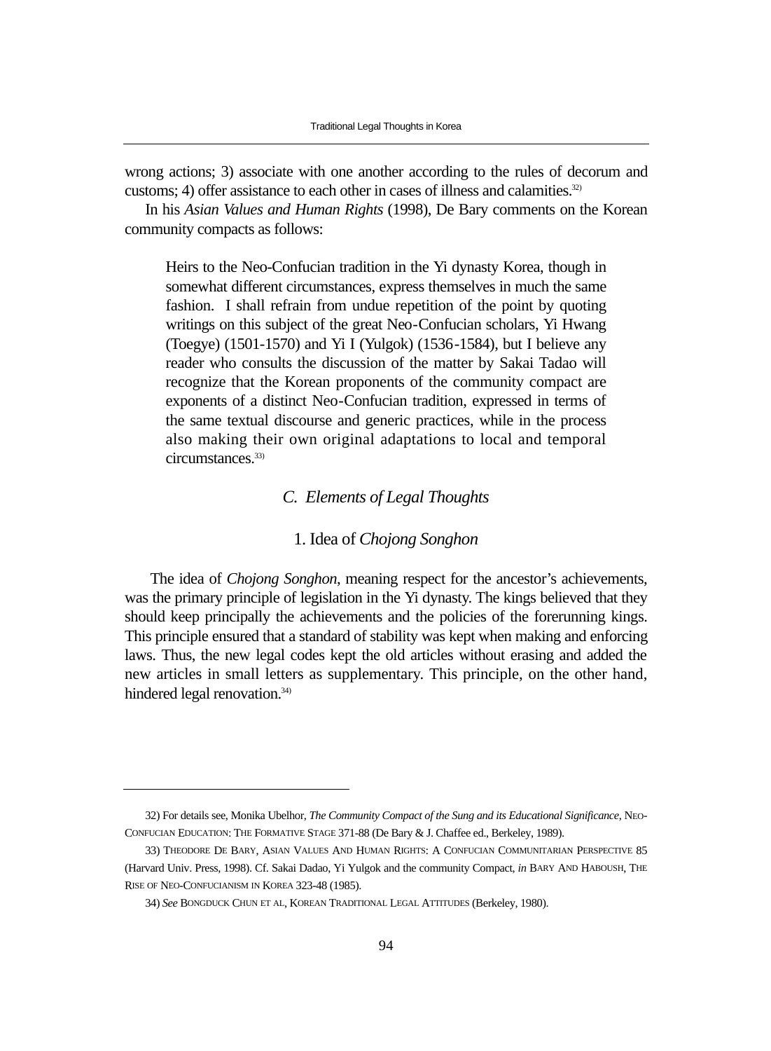wrong actions; 3) associate with one another according to the rules of decorum and customs; 4) offer assistance to each other in cases of illness and calamities.[32]

In his *Asian Values and Human Rights* (1998), De Bary comments on the Korean community compacts as follows:

> Heirs to the Neo-Confucian tradition in the Yi dynasty Korea, though in somewhat different circumstances, express themselves in much the same fashion. I shall refrain from undue repetition of the point by quoting writings on this subject of the great Neo-Confucian scholars, Yi Hwang (Toegye) (1501-1570) and Yi I (Yulgok) (1536-1584), but I believe any reader who consults the discussion of the matter by Sakai Tadao will recognize that the Korean proponents of the community compact are exponents of a distinct Neo-Confucian tradition, expressed in terms of the same textual discourse and generic practices, while in the process also making their own original adaptations to local and temporal circumstances.[33]

### *C. Elements of Legal Thoughts*

#### 1. Idea of *Chojong Songhon*

The idea of *Chojong Songhon*, meaning respect for the ancestor's achievements, was the primary principle of legislation in the Yi dynasty. The kings believed that they should keep principally the achievements and the policies of the forerunning kings. This principle ensured that a standard of stability was kept when making and enforcing laws. Thus, the new legal codes kept the old articles without erasing and added the new articles in small letters as supplementary. This principle, on the other hand, hindered legal renovation.[34]

---

32) For details see, Monika Ubelhor, *The Community Compact of the Sung and its Educational Significance*, NEO-CONFUCIAN EDUCATION: THE FORMATIVE STAGE 371-88 (De Bary & J. Chaffee ed., Berkeley, 1989).

33) THEODORE DE BARY, ASIAN VALUES AND HUMAN RIGHTS: A CONFUCIAN COMMUNITARIAN PERSPECTIVE 85 (Harvard Univ. Press, 1998). Cf. Sakai Dadao, Yi Yulgok and the community Compact, *in* BARY AND HABOUSH, THE RISE OF NEO-CONFUCIANISM IN KOREA 323-48 (1985).

34) *See* BONGDUCK CHUN ET AL, KOREAN TRADITIONAL LEGAL ATTITUDES (Berkeley, 1980).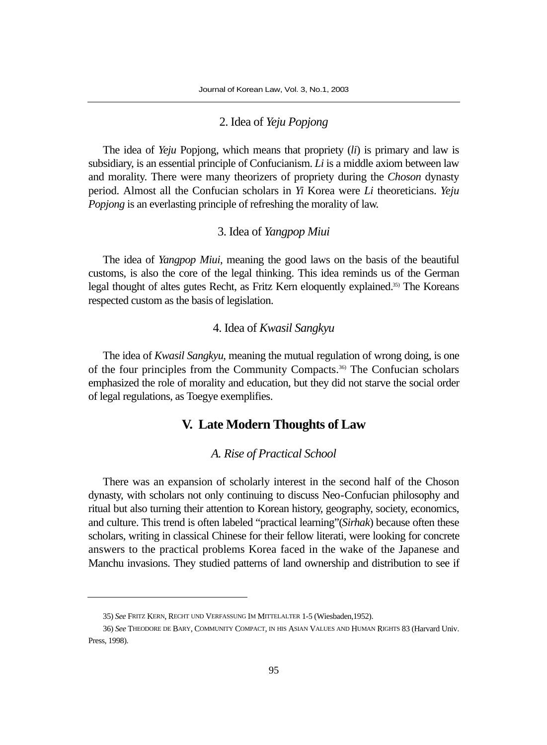### 2. Idea of *Yeju Popjong*

The idea of *Yeju* Popjong, which means that propriety (*li*) is primary and law is subsidiary, is an essential principle of Confucianism. *Li* is a middle axiom between law and morality. There were many theorizers of propriety during the *Choson* dynasty period. Almost all the Confucian scholars in *Yi* Korea were *Li* theoreticians. *Yeju Popjong* is an everlasting principle of refreshing the morality of law.

### 3. Idea of *Yangpop Miui*

The idea of *Yangpop Miui*, meaning the good laws on the basis of the beautiful customs, is also the core of the legal thinking. This idea reminds us of the German legal thought of altes gutes Recht, as Fritz Kern eloquently explained.[35] The Koreans respected custom as the basis of legislation.

### 4. Idea of *Kwasil Sangkyu*

The idea of *Kwasil Sangkyu*, meaning the mutual regulation of wrong doing, is one of the four principles from the Community Compacts.[36] The Confucian scholars emphasized the role of morality and education, but they did not starve the social order of legal regulations, as Toegye exemplifies.

## V. Late Modern Thoughts of Law

### *A. Rise of Practical School*

There was an expansion of scholarly interest in the second half of the Choson dynasty, with scholars not only continuing to discuss Neo-Confucian philosophy and ritual but also turning their attention to Korean history, geography, society, economics, and culture. This trend is often labeled "practical learning"(*Sirhak*) because often these scholars, writing in classical Chinese for their fellow literati, were looking for concrete answers to the practical problems Korea faced in the wake of the Japanese and Manchu invasions. They studied patterns of land ownership and distribution to see if

---

35) *See* FRITZ KERN, RECHT UND VERFASSUNG IM MITTELALTER 1-5 (Wiesbaden,1952).

36) *See* THEODORE DE BARY, COMMUNITY COMPACT, IN HIS ASIAN VALUES AND HUMAN RIGHTS 83 (Harvard Univ. Press, 1998).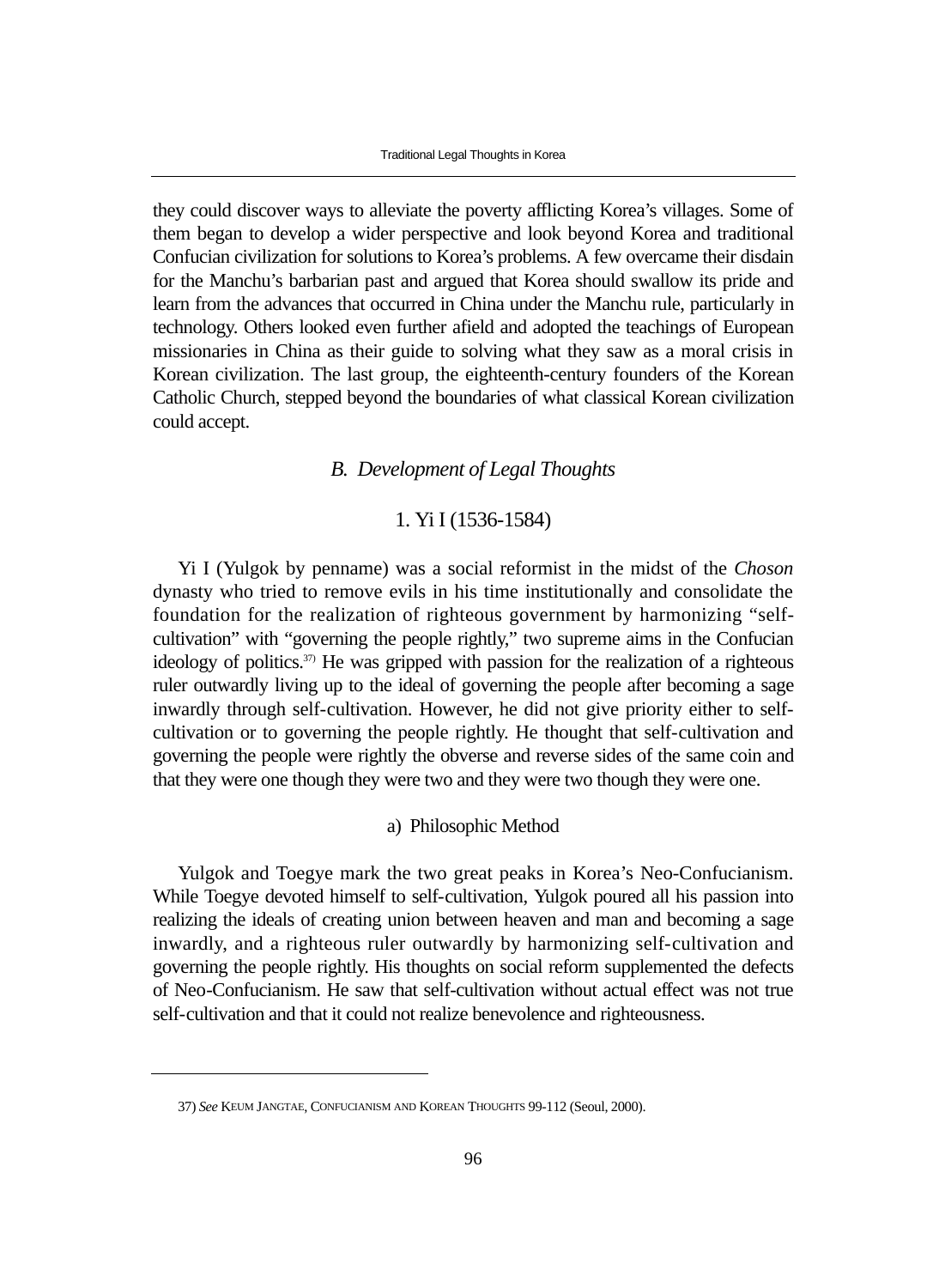they could discover ways to alleviate the poverty afflicting Korea's villages. Some of them began to develop a wider perspective and look beyond Korea and traditional Confucian civilization for solutions to Korea's problems. A few overcame their disdain for the Manchu's barbarian past and argued that Korea should swallow its pride and learn from the advances that occurred in China under the Manchu rule, particularly in technology. Others looked even further afield and adopted the teachings of European missionaries in China as their guide to solving what they saw as a moral crisis in Korean civilization. The last group, the eighteenth-century founders of the Korean Catholic Church, stepped beyond the boundaries of what classical Korean civilization could accept.

### *B. Development of Legal Thoughts*

#### 1. Yi I (1536-1584)

Yi I (Yulgok by penname) was a social reformist in the midst of the *Choson* dynasty who tried to remove evils in his time institutionally and consolidate the foundation for the realization of righteous government by harmonizing "self-cultivation" with "governing the people rightly," two supreme aims in the Confucian ideology of politics.[37] He was gripped with passion for the realization of a righteous ruler outwardly living up to the ideal of governing the people after becoming a sage inwardly through self-cultivation. However, he did not give priority either to self-cultivation or to governing the people rightly. He thought that self-cultivation and governing the people were rightly the obverse and reverse sides of the same coin and that they were one though they were two and they were two though they were one.

##### a) Philosophic Method

Yulgok and Toegye mark the two great peaks in Korea's Neo-Confucianism. While Toegye devoted himself to self-cultivation, Yulgok poured all his passion into realizing the ideals of creating union between heaven and man and becoming a sage inwardly, and a righteous ruler outwardly by harmonizing self-cultivation and governing the people rightly. His thoughts on social reform supplemented the defects of Neo-Confucianism. He saw that self-cultivation without actual effect was not true self-cultivation and that it could not realize benevolence and righteousness.

---

37) *See* KEUM JANGTAE, CONFUCIANISM AND KOREAN THOUGHTS 99-112 (Seoul, 2000).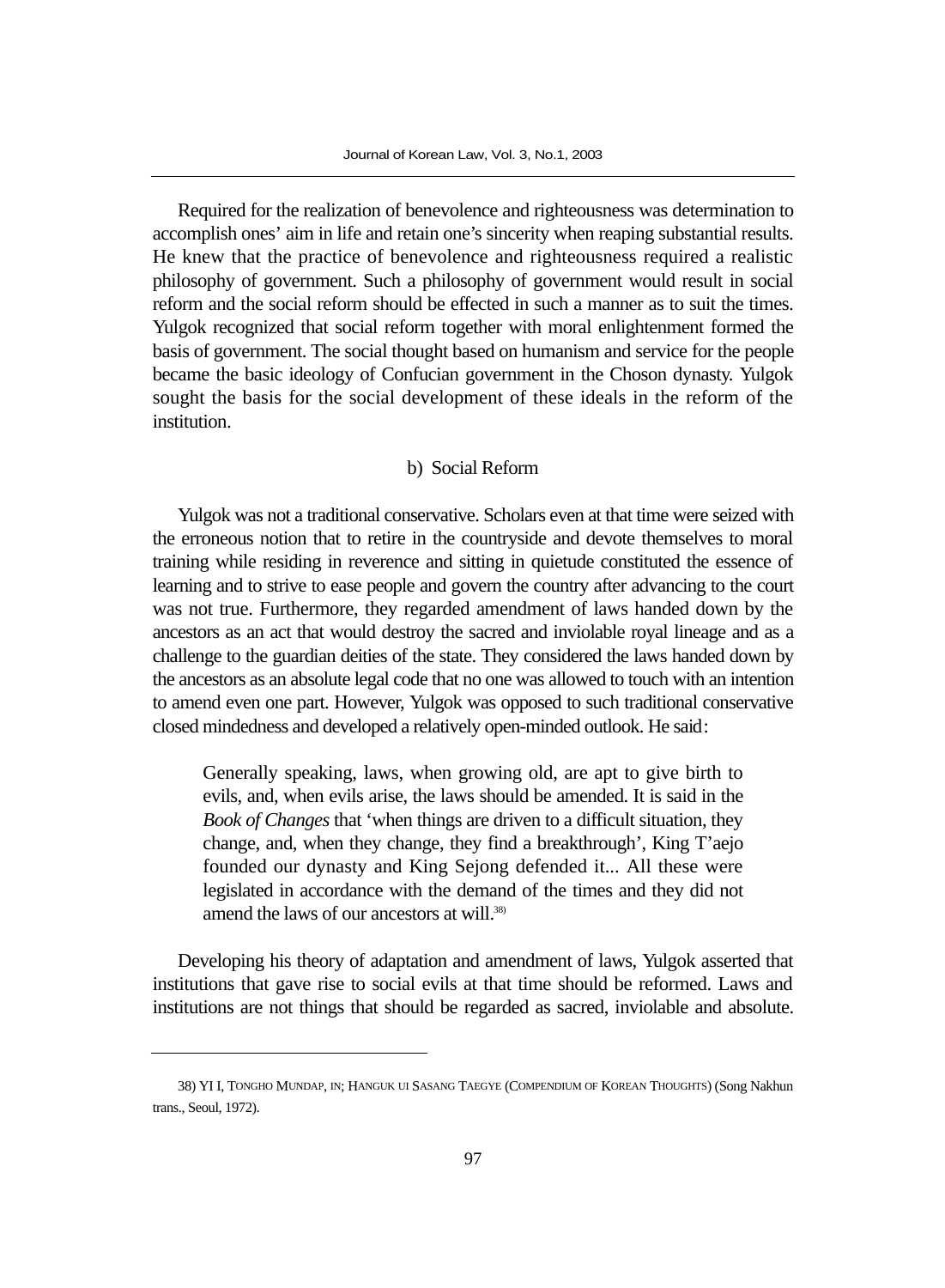Required for the realization of benevolence and righteousness was determination to accomplish ones' aim in life and retain one's sincerity when reaping substantial results. He knew that the practice of benevolence and righteousness required a realistic philosophy of government. Such a philosophy of government would result in social reform and the social reform should be effected in such a manner as to suit the times. Yulgok recognized that social reform together with moral enlightenment formed the basis of government. The social thought based on humanism and service for the people became the basic ideology of Confucian government in the Choson dynasty. Yulgok sought the basis for the social development of these ideals in the reform of the institution.

### b) Social Reform

Yulgok was not a traditional conservative. Scholars even at that time were seized with the erroneous notion that to retire in the countryside and devote themselves to moral training while residing in reverence and sitting in quietude constituted the essence of learning and to strive to ease people and govern the country after advancing to the court was not true. Furthermore, they regarded amendment of laws handed down by the ancestors as an act that would destroy the sacred and inviolable royal lineage and as a challenge to the guardian deities of the state. They considered the laws handed down by the ancestors as an absolute legal code that no one was allowed to touch with an intention to amend even one part. However, Yulgok was opposed to such traditional conservative closed mindedness and developed a relatively open-minded outlook. He said:

> Generally speaking, laws, when growing old, are apt to give birth to evils, and, when evils arise, the laws should be amended. It is said in the *Book of Changes* that 'when things are driven to a difficult situation, they change, and, when they change, they find a breakthrough', King T'aejo founded our dynasty and King Sejong defended it... All these were legislated in accordance with the demand of the times and they did not amend the laws of our ancestors at will.[38]

Developing his theory of adaptation and amendment of laws, Yulgok asserted that institutions that gave rise to social evils at that time should be reformed. Laws and institutions are not things that should be regarded as sacred, inviolable and absolute.

---

38) YI I, TONGHO MUNDAP, IN; HANGUK UI SASANG TAEGYE (COMPENDIUM OF KOREAN THOUGHTS) (Song Nakhun trans., Seoul, 1972).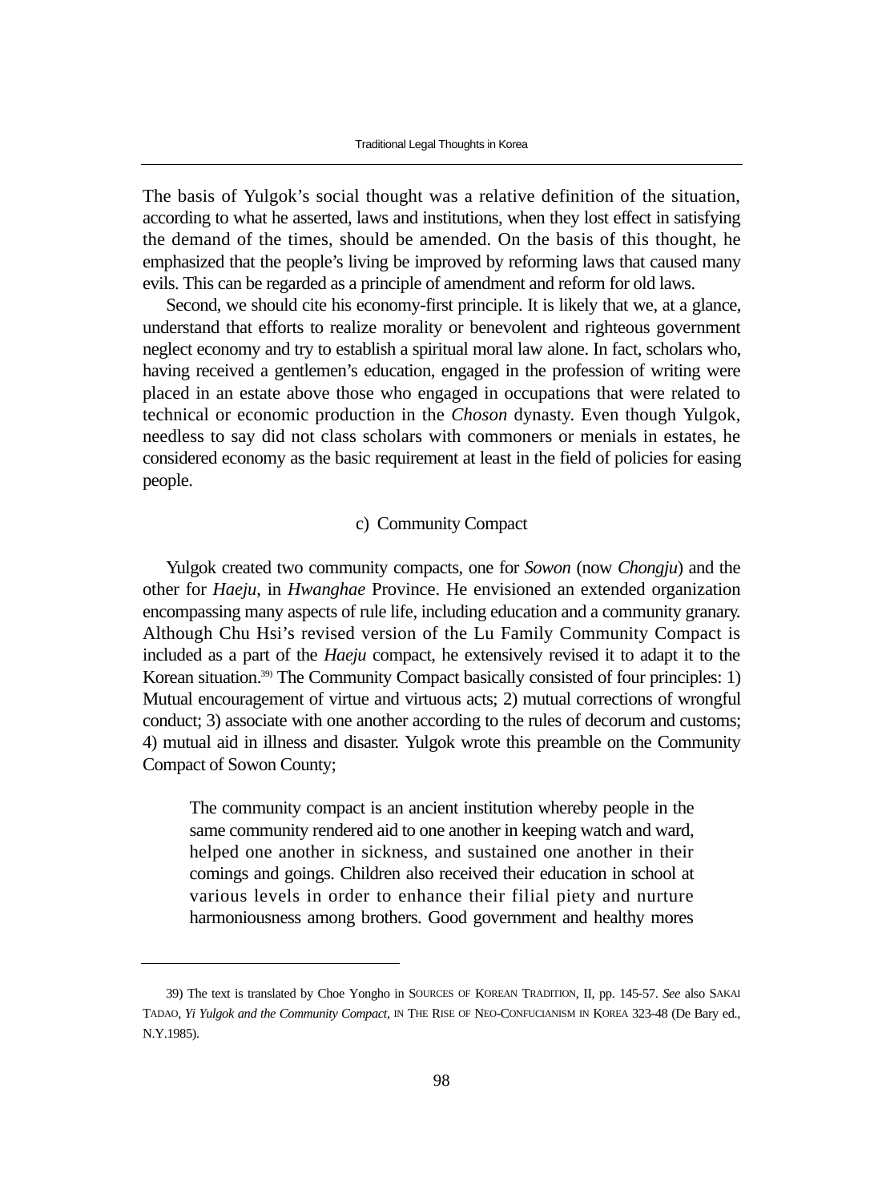The basis of Yulgok's social thought was a relative definition of the situation, according to what he asserted, laws and institutions, when they lost effect in satisfying the demand of the times, should be amended. On the basis of this thought, he emphasized that the people's living be improved by reforming laws that caused many evils. This can be regarded as a principle of amendment and reform for old laws.

Second, we should cite his economy-first principle. It is likely that we, at a glance, understand that efforts to realize morality or benevolent and righteous government neglect economy and try to establish a spiritual moral law alone. In fact, scholars who, having received a gentlemen's education, engaged in the profession of writing were placed in an estate above those who engaged in occupations that were related to technical or economic production in the *Choson* dynasty. Even though Yulgok, needless to say did not class scholars with commoners or menials in estates, he considered economy as the basic requirement at least in the field of policies for easing people.

### c) Community Compact

Yulgok created two community compacts, one for *Sowon* (now *Chongju*) and the other for *Haeju*, in *Hwanghae* Province. He envisioned an extended organization encompassing many aspects of rule life, including education and a community granary. Although Chu Hsi's revised version of the Lu Family Community Compact is included as a part of the *Haeju* compact, he extensively revised it to adapt it to the Korean situation.[39] The Community Compact basically consisted of four principles: 1) Mutual encouragement of virtue and virtuous acts; 2) mutual corrections of wrongful conduct; 3) associate with one another according to the rules of decorum and customs; 4) mutual aid in illness and disaster. Yulgok wrote this preamble on the Community Compact of Sowon County;

> The community compact is an ancient institution whereby people in the same community rendered aid to one another in keeping watch and ward, helped one another in sickness, and sustained one another in their comings and goings. Children also received their education in school at various levels in order to enhance their filial piety and nurture harmoniousness among brothers. Good government and healthy mores

---

39) The text is translated by Choe Yongho in SOURCES OF KOREAN TRADITION, II, pp. 145-57. *See* also SAKAI TADAO, *Yi Yulgok and the Community Compact*, IN THE RISE OF NEO-CONFUCIANISM IN KOREA 323-48 (De Bary ed., N.Y.1985).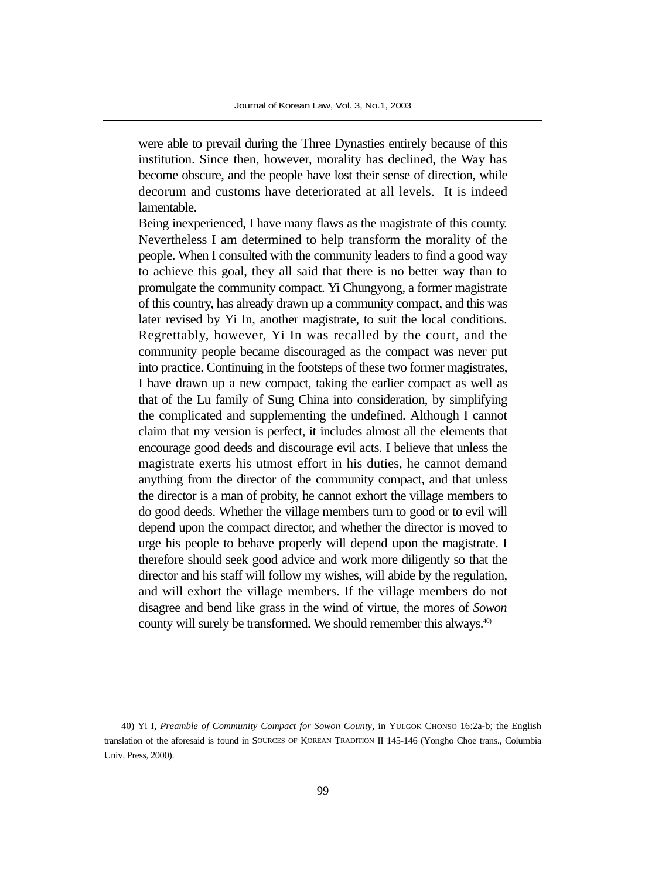were able to prevail during the Three Dynasties entirely because of this institution. Since then, however, morality has declined, the Way has become obscure, and the people have lost their sense of direction, while decorum and customs have deteriorated at all levels. It is indeed lamentable.

Being inexperienced, I have many flaws as the magistrate of this county. Nevertheless I am determined to help transform the morality of the people. When I consulted with the community leaders to find a good way to achieve this goal, they all said that there is no better way than to promulgate the community compact. Yi Chungyong, a former magistrate of this country, has already drawn up a community compact, and this was later revised by Yi In, another magistrate, to suit the local conditions. Regrettably, however, Yi In was recalled by the court, and the community people became discouraged as the compact was never put into practice. Continuing in the footsteps of these two former magistrates, I have drawn up a new compact, taking the earlier compact as well as that of the Lu family of Sung China into consideration, by simplifying the complicated and supplementing the undefined. Although I cannot claim that my version is perfect, it includes almost all the elements that encourage good deeds and discourage evil acts. I believe that unless the magistrate exerts his utmost effort in his duties, he cannot demand anything from the director of the community compact, and that unless the director is a man of probity, he cannot exhort the village members to do good deeds. Whether the village members turn to good or to evil will depend upon the compact director, and whether the director is moved to urge his people to behave properly will depend upon the magistrate. I therefore should seek good advice and work more diligently so that the director and his staff will follow my wishes, will abide by the regulation, and will exhort the village members. If the village members do not disagree and bend like grass in the wind of virtue, the mores of *Sowon* county will surely be transformed. We should remember this always.[40]

---

40) Yi I, *Preamble of Community Compact for Sowon County*, in YULGOK CHONSO 16:2a-b; the English translation of the aforesaid is found in SOURCES OF KOREAN TRADITION II 145-146 (Yongho Choe trans., Columbia Univ. Press, 2000).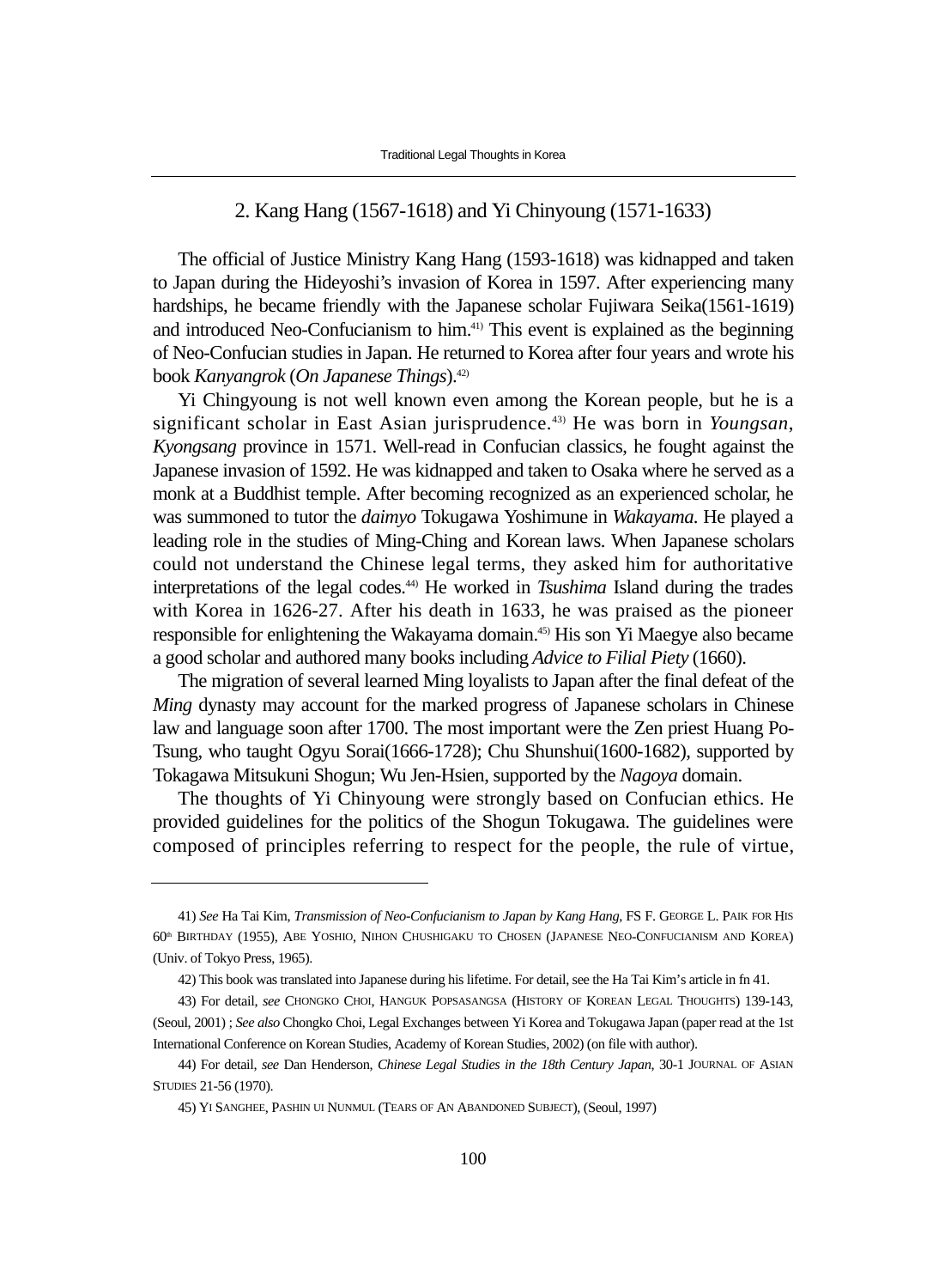## 2. Kang Hang (1567-1618) and Yi Chinyoung (1571-1633)

The official of Justice Ministry Kang Hang (1593-1618) was kidnapped and taken to Japan during the Hideyoshi's invasion of Korea in 1597. After experiencing many hardships, he became friendly with the Japanese scholar Fujiwara Seika(1561-1619) and introduced Neo-Confucianism to him.[41] This event is explained as the beginning of Neo-Confucian studies in Japan. He returned to Korea after four years and wrote his book *Kanyangrok* (*On Japanese Things*).[42]

Yi Chingyoung is not well known even among the Korean people, but he is a significant scholar in East Asian jurisprudence.[43] He was born in *Youngsan*, *Kyongsang* province in 1571. Well-read in Confucian classics, he fought against the Japanese invasion of 1592. He was kidnapped and taken to Osaka where he served as a monk at a Buddhist temple. After becoming recognized as an experienced scholar, he was summoned to tutor the *daimyo* Tokugawa Yoshimune in *Wakayama*. He played a leading role in the studies of Ming-Ching and Korean laws. When Japanese scholars could not understand the Chinese legal terms, they asked him for authoritative interpretations of the legal codes.[44] He worked in *Tsushima* Island during the trades with Korea in 1626-27. After his death in 1633, he was praised as the pioneer responsible for enlightening the Wakayama domain.[45] His son Yi Maegye also became a good scholar and authored many books including *Advice to Filial Piety* (1660).

The migration of several learned Ming loyalists to Japan after the final defeat of the *Ming* dynasty may account for the marked progress of Japanese scholars in Chinese law and language soon after 1700. The most important were the Zen priest Huang Po-Tsung, who taught Ogyu Sorai(1666-1728); Chu Shunshui(1600-1682), supported by Tokagawa Mitsukuni Shogun; Wu Jen-Hsien, supported by the *Nagoya* domain.

The thoughts of Yi Chinyoung were strongly based on Confucian ethics. He provided guidelines for the politics of the Shogun Tokugawa. The guidelines were composed of principles referring to respect for the people, the rule of virtue,

---

41) *See* Ha Tai Kim, *Transmission of Neo-Confucianism to Japan by Kang Hang*, FS F. GEORGE L. PAIK FOR HIS 60th BIRTHDAY (1955), ABE YOSHIO, NIHON CHUSHIGAKU TO CHOSEN (JAPANESE NEO-CONFUCIANISM AND KOREA) (Univ. of Tokyo Press, 1965).

42) This book was translated into Japanese during his lifetime. For detail, see the Ha Tai Kim's article in fn 41.

43) For detail, *see* CHONGKO CHOI, HANGUK POPSASANGSA (HISTORY OF KOREAN LEGAL THOUGHTS) 139-143, (Seoul, 2001) ; *See also* Chongko Choi, Legal Exchanges between Yi Korea and Tokugawa Japan (paper read at the 1st International Conference on Korean Studies, Academy of Korean Studies, 2002) (on file with author).

44) For detail, *see* Dan Henderson, *Chinese Legal Studies in the 18th Century Japan*, 30-1 JOURNAL OF ASIAN STUDIES 21-56 (1970).

45) YI SANGHEE, PASHIN UI NUNMUL (TEARS OF AN ABANDONED SUBJECT), (Seoul, 1997)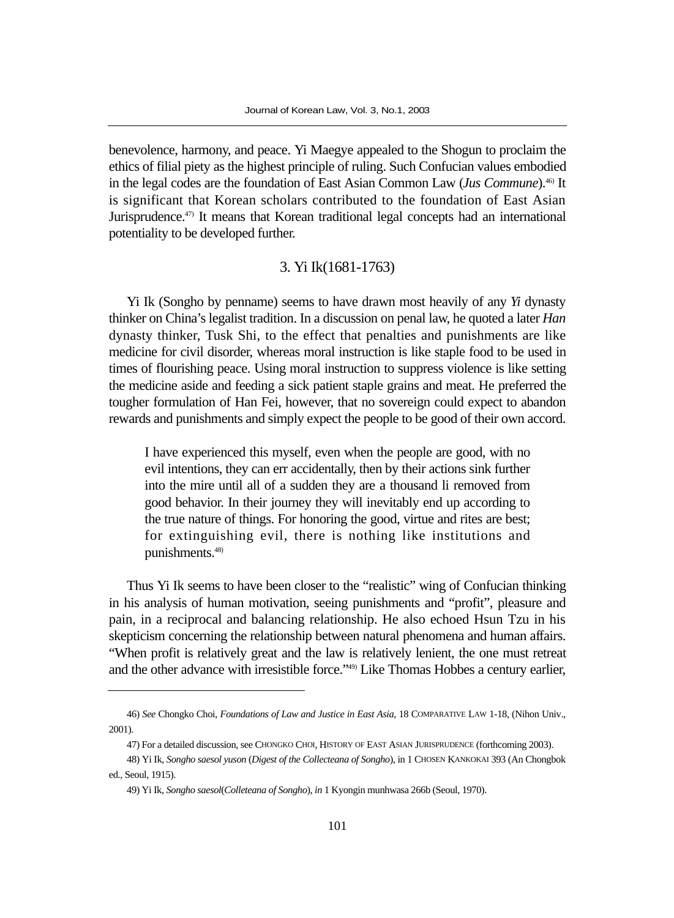benevolence, harmony, and peace. Yi Maegye appealed to the Shogun to proclaim the ethics of filial piety as the highest principle of ruling. Such Confucian values embodied in the legal codes are the foundation of East Asian Common Law (*Jus Commune*).[46] It is significant that Korean scholars contributed to the foundation of East Asian Jurisprudence.[47] It means that Korean traditional legal concepts had an international potentiality to be developed further.

### 3. Yi Ik(1681-1763)

Yi Ik (Songho by penname) seems to have drawn most heavily of any *Yi* dynasty thinker on China's legalist tradition. In a discussion on penal law, he quoted a later *Han* dynasty thinker, Tusk Shi, to the effect that penalties and punishments are like medicine for civil disorder, whereas moral instruction is like staple food to be used in times of flourishing peace. Using moral instruction to suppress violence is like setting the medicine aside and feeding a sick patient staple grains and meat. He preferred the tougher formulation of Han Fei, however, that no sovereign could expect to abandon rewards and punishments and simply expect the people to be good of their own accord.

> I have experienced this myself, even when the people are good, with no evil intentions, they can err accidentally, then by their actions sink further into the mire until all of a sudden they are a thousand li removed from good behavior. In their journey they will inevitably end up according to the true nature of things. For honoring the good, virtue and rites are best; for extinguishing evil, there is nothing like institutions and punishments.[48]

Thus Yi Ik seems to have been closer to the "realistic" wing of Confucian thinking in his analysis of human motivation, seeing punishments and "profit", pleasure and pain, in a reciprocal and balancing relationship. He also echoed Hsun Tzu in his skepticism concerning the relationship between natural phenomena and human affairs. "When profit is relatively great and the law is relatively lenient, the one must retreat and the other advance with irresistible force."[49] Like Thomas Hobbes a century earlier,

---

46) *See* Chongko Choi, *Foundations of Law and Justice in East Asia*, 18 COMPARATIVE LAW 1-18, (Nihon Univ., 2001).

47) For a detailed discussion, see CHONGKO CHOI, HISTORY OF EAST ASIAN JURISPRUDENCE (forthcoming 2003).

48) Yi Ik, *Songho saesol yuson* (*Digest of the Collecteana of Songho*), in 1 CHOSEN KANKOKAI 393 (An Chongbok ed., Seoul, 1915).

49) Yi Ik, *Songho saesol*(*Colleteana of Songho*), *in* 1 Kyongin munhwasa 266b (Seoul, 1970).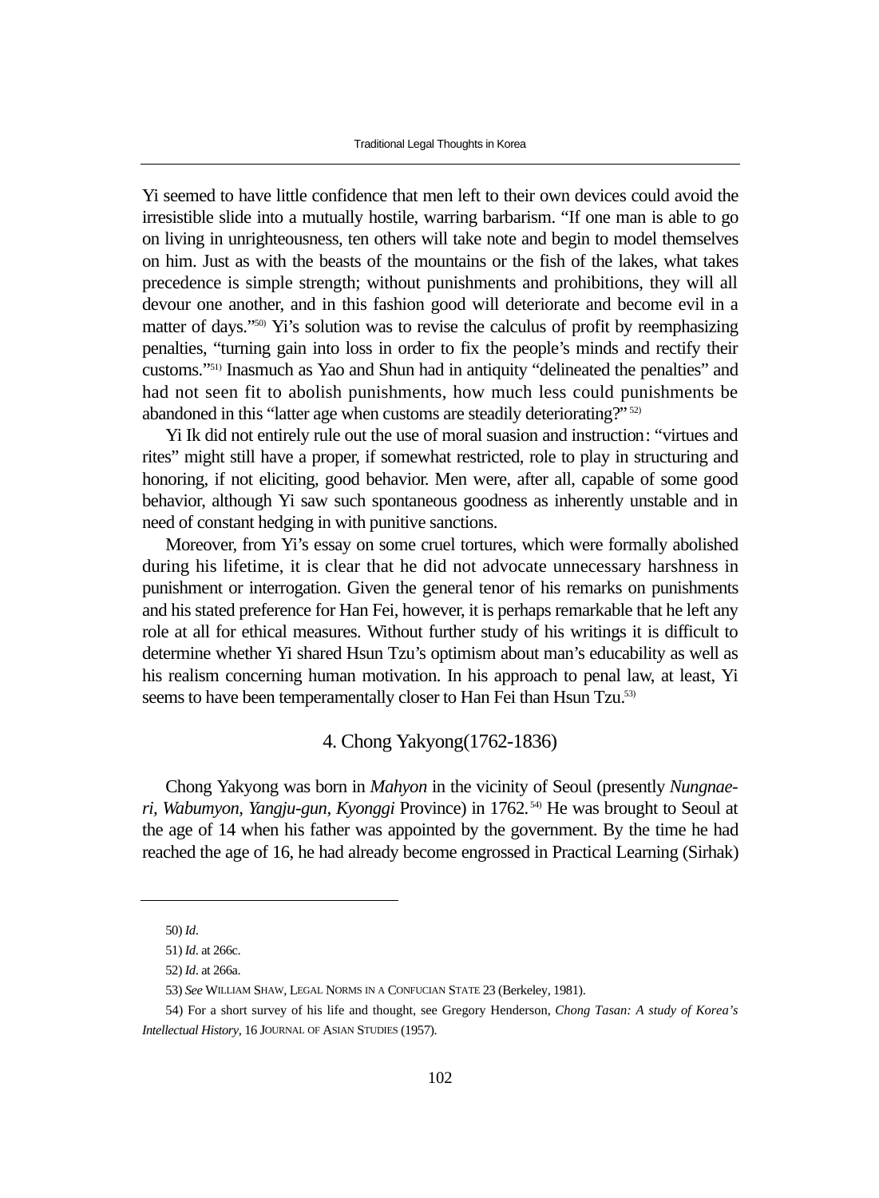Yi seemed to have little confidence that men left to their own devices could avoid the irresistible slide into a mutually hostile, warring barbarism. "If one man is able to go on living in unrighteousness, ten others will take note and begin to model themselves on him. Just as with the beasts of the mountains or the fish of the lakes, what takes precedence is simple strength; without punishments and prohibitions, they will all devour one another, and in this fashion good will deteriorate and become evil in a matter of days."[50] Yi's solution was to revise the calculus of profit by reemphasizing penalties, "turning gain into loss in order to fix the people's minds and rectify their customs."[51] Inasmuch as Yao and Shun had in antiquity "delineated the penalties" and had not seen fit to abolish punishments, how much less could punishments be abandoned in this "latter age when customs are steadily deteriorating?"[52]

Yi Ik did not entirely rule out the use of moral suasion and instruction: "virtues and rites" might still have a proper, if somewhat restricted, role to play in structuring and honoring, if not eliciting, good behavior. Men were, after all, capable of some good behavior, although Yi saw such spontaneous goodness as inherently unstable and in need of constant hedging in with punitive sanctions.

Moreover, from Yi's essay on some cruel tortures, which were formally abolished during his lifetime, it is clear that he did not advocate unnecessary harshness in punishment or interrogation. Given the general tenor of his remarks on punishments and his stated preference for Han Fei, however, it is perhaps remarkable that he left any role at all for ethical measures. Without further study of his writings it is difficult to determine whether Yi shared Hsun Tzu's optimism about man's educability as well as his realism concerning human motivation. In his approach to penal law, at least, Yi seems to have been temperamentally closer to Han Fei than Hsun Tzu.[53]

## 4. Chong Yakyong(1762-1836)

Chong Yakyong was born in *Mahyon* in the vicinity of Seoul (presently *Nungnae-ri, Wabumyon, Yangju-gun, Kyonggi* Province) in 1762.[54] He was brought to Seoul at the age of 14 when his father was appointed by the government. By the time he had reached the age of 16, he had already become engrossed in Practical Learning (Sirhak)

---

50) *Id*.

51) *Id*. at 266c.

52) *Id*. at 266a.

53) *See* WILLIAM SHAW, LEGAL NORMS IN A CONFUCIAN STATE 23 (Berkeley, 1981).

54) For a short survey of his life and thought, see Gregory Henderson, *Chong Tasan: A study of Korea's Intellectual History*, 16 JOURNAL OF ASIAN STUDIES (1957).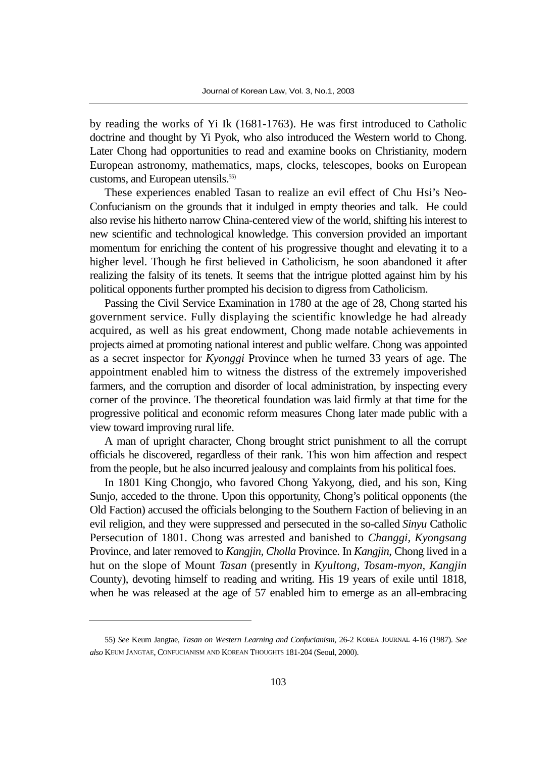by reading the works of Yi Ik (1681-1763). He was first introduced to Catholic doctrine and thought by Yi Pyok, who also introduced the Western world to Chong. Later Chong had opportunities to read and examine books on Christianity, modern European astronomy, mathematics, maps, clocks, telescopes, books on European customs, and European utensils.[55]

These experiences enabled Tasan to realize an evil effect of Chu Hsi's Neo-Confucianism on the grounds that it indulged in empty theories and talk. He could also revise his hitherto narrow China-centered view of the world, shifting his interest to new scientific and technological knowledge. This conversion provided an important momentum for enriching the content of his progressive thought and elevating it to a higher level. Though he first believed in Catholicism, he soon abandoned it after realizing the falsity of its tenets. It seems that the intrigue plotted against him by his political opponents further prompted his decision to digress from Catholicism.

Passing the Civil Service Examination in 1780 at the age of 28, Chong started his government service. Fully displaying the scientific knowledge he had already acquired, as well as his great endowment, Chong made notable achievements in projects aimed at promoting national interest and public welfare. Chong was appointed as a secret inspector for *Kyonggi* Province when he turned 33 years of age. The appointment enabled him to witness the distress of the extremely impoverished farmers, and the corruption and disorder of local administration, by inspecting every corner of the province. The theoretical foundation was laid firmly at that time for the progressive political and economic reform measures Chong later made public with a view toward improving rural life.

A man of upright character, Chong brought strict punishment to all the corrupt officials he discovered, regardless of their rank. This won him affection and respect from the people, but he also incurred jealousy and complaints from his political foes.

In 1801 King Chongjo, who favored Chong Yakyong, died, and his son, King Sunjo, acceded to the throne. Upon this opportunity, Chong's political opponents (the Old Faction) accused the officials belonging to the Southern Faction of believing in an evil religion, and they were suppressed and persecuted in the so-called *Sinyu* Catholic Persecution of 1801. Chong was arrested and banished to *Changgi, Kyongsang* Province, and later removed to *Kangjin, Cholla* Province. In *Kangjin*, Chong lived in a hut on the slope of Mount *Tasan* (presently in *Kyultong, Tosam-myon, Kangjin* County), devoting himself to reading and writing. His 19 years of exile until 1818, when he was released at the age of 57 enabled him to emerge as an all-embracing

---

55) *See* Keum Jangtae, *Tasan on Western Learning and Confucianism*, 26-2 KOREA JOURNAL 4-16 (1987). *See also* KEUM JANGTAE, CONFUCIANISM AND KOREAN THOUGHTS 181-204 (Seoul, 2000).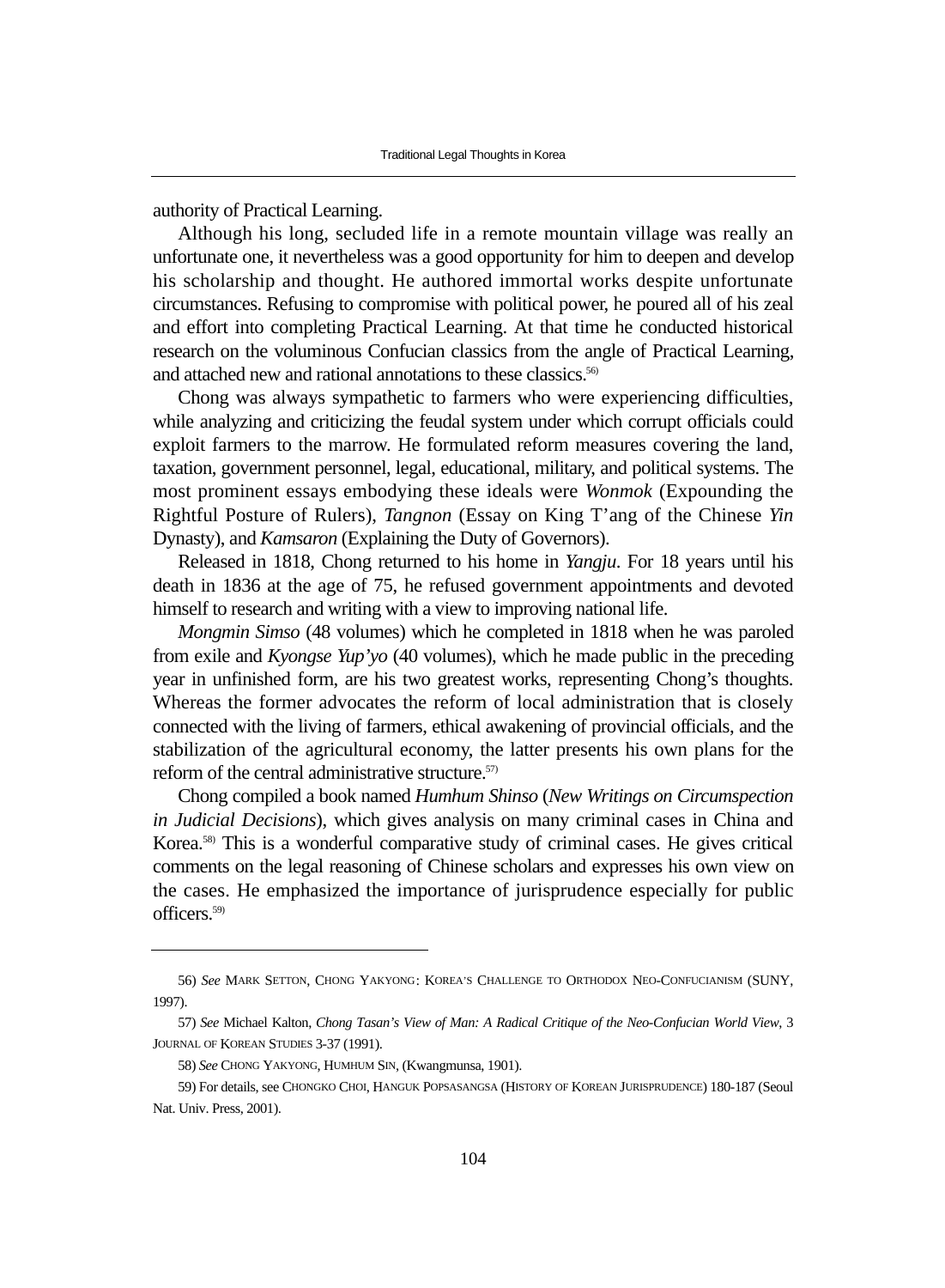authority of Practical Learning.

Although his long, secluded life in a remote mountain village was really an unfortunate one, it nevertheless was a good opportunity for him to deepen and develop his scholarship and thought. He authored immortal works despite unfortunate circumstances. Refusing to compromise with political power, he poured all of his zeal and effort into completing Practical Learning. At that time he conducted historical research on the voluminous Confucian classics from the angle of Practical Learning, and attached new and rational annotations to these classics.[56)]

Chong was always sympathetic to farmers who were experiencing difficulties, while analyzing and criticizing the feudal system under which corrupt officials could exploit farmers to the marrow. He formulated reform measures covering the land, taxation, government personnel, legal, educational, military, and political systems. The most prominent essays embodying these ideals were *Wonmok* (Expounding the Rightful Posture of Rulers), *Tangnon* (Essay on King T'ang of the Chinese *Yin* Dynasty), and *Kamsaron* (Explaining the Duty of Governors).

Released in 1818, Chong returned to his home in *Yangju*. For 18 years until his death in 1836 at the age of 75, he refused government appointments and devoted himself to research and writing with a view to improving national life.

*Mongmin Simso* (48 volumes) which he completed in 1818 when he was paroled from exile and *Kyongse Yup'yo* (40 volumes), which he made public in the preceding year in unfinished form, are his two greatest works, representing Chong's thoughts. Whereas the former advocates the reform of local administration that is closely connected with the living of farmers, ethical awakening of provincial officials, and the stabilization of the agricultural economy, the latter presents his own plans for the reform of the central administrative structure.[57)]

Chong compiled a book named *Humhum Shinso* (*New Writings on Circumspection in Judicial Decisions*), which gives analysis on many criminal cases in China and Korea.[58)] This is a wonderful comparative study of criminal cases. He gives critical comments on the legal reasoning of Chinese scholars and expresses his own view on the cases. He emphasized the importance of jurisprudence especially for public officers.[59)]

---

56) *See* MARK SETTON, CHONG YAKYONG: KOREA'S CHALLENGE TO ORTHODOX NEO-CONFUCIANISM (SUNY, 1997).

57) *See* Michael Kalton, *Chong Tasan's View of Man: A Radical Critique of the Neo-Confucian World View*, 3 JOURNAL OF KOREAN STUDIES 3-37 (1991).

58) *See* CHONG YAKYONG, HUMHUM SIN, (Kwangmunsa, 1901).

59) For details, see CHONGKO CHOI, HANGUK POPSASANGSA (HISTORY OF KOREAN JURISPRUDENCE) 180-187 (Seoul Nat. Univ. Press, 2001).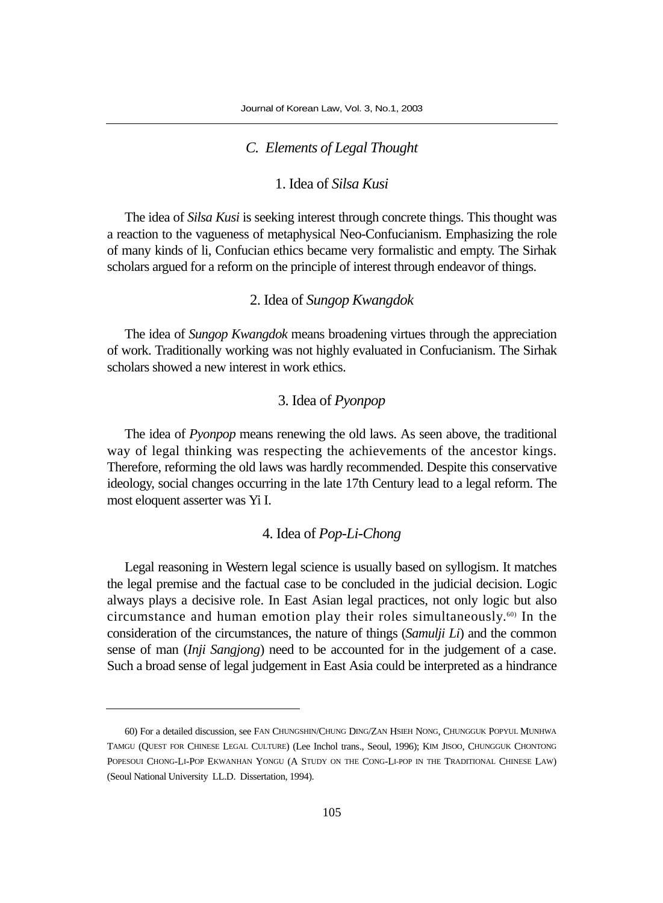### *C. Elements of Legal Thought*

#### 1. Idea of *Silsa Kusi*

The idea of *Silsa Kusi* is seeking interest through concrete things. This thought was a reaction to the vagueness of metaphysical Neo-Confucianism. Emphasizing the role of many kinds of li, Confucian ethics became very formalistic and empty. The Sirhak scholars argued for a reform on the principle of interest through endeavor of things.

#### 2. Idea of *Sungop Kwangdok*

The idea of *Sungop Kwangdok* means broadening virtues through the appreciation of work. Traditionally working was not highly evaluated in Confucianism. The Sirhak scholars showed a new interest in work ethics.

#### 3. Idea of *Pyonpop*

The idea of *Pyonpop* means renewing the old laws. As seen above, the traditional way of legal thinking was respecting the achievements of the ancestor kings. Therefore, reforming the old laws was hardly recommended. Despite this conservative ideology, social changes occurring in the late 17th Century lead to a legal reform. The most eloquent asserter was Yi I.

#### 4. Idea of *Pop-Li-Chong*

Legal reasoning in Western legal science is usually based on syllogism. It matches the legal premise and the factual case to be concluded in the judicial decision. Logic always plays a decisive role. In East Asian legal practices, not only logic but also circumstance and human emotion play their roles simultaneously.[60] In the consideration of the circumstances, the nature of things (*Samulji Li*) and the common sense of man (*Inji Sangjong*) need to be accounted for in the judgement of a case. Such a broad sense of legal judgement in East Asia could be interpreted as a hindrance

---

60) For a detailed discussion, see FAN CHUNGSHIN/CHUNG DING/ZAN HSIEH NONG, CHUNGGUK POPYUL MUNHWA TAMGU (QUEST FOR CHINESE LEGAL CULTURE) (Lee Inchol trans., Seoul, 1996); KIM JISOO, CHUNGGUK CHONTONG POPESOUI CHONG-LI-POP EKWANHAN YONGU (A STUDY ON THE CONG-LI-POP IN THE TRADITIONAL CHINESE LAW) (Seoul National University LL.D. Dissertation, 1994).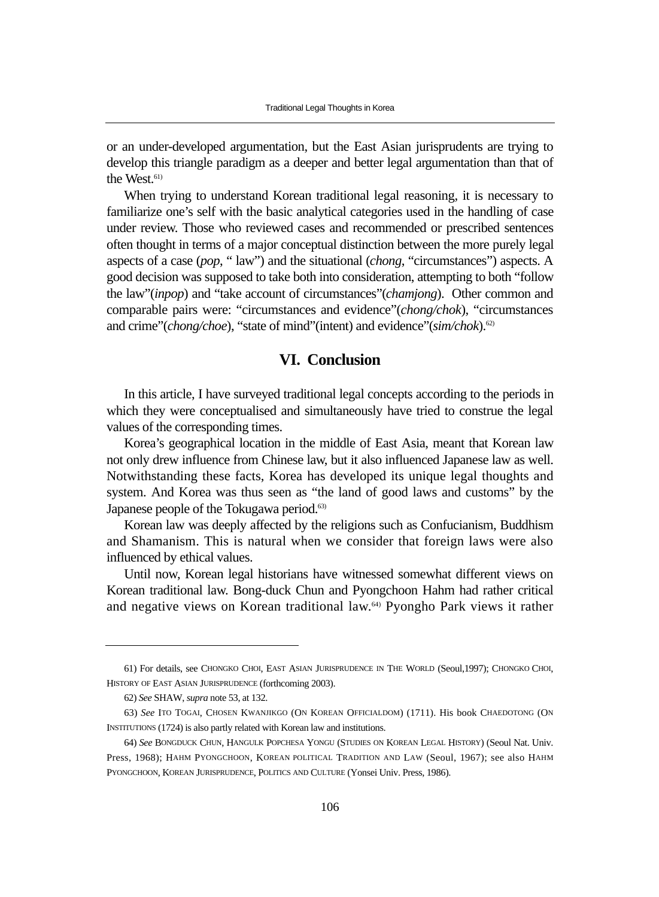or an under-developed argumentation, but the East Asian jurisprudents are trying to develop this triangle paradigm as a deeper and better legal argumentation than that of the West.[61)]

When trying to understand Korean traditional legal reasoning, it is necessary to familiarize one's self with the basic analytical categories used in the handling of case under review. Those who reviewed cases and recommended or prescribed sentences often thought in terms of a major conceptual distinction between the more purely legal aspects of a case (*pop*, " law") and the situational (*chong*, "circumstances") aspects. A good decision was supposed to take both into consideration, attempting to both "follow the law"(*inpop*) and "take account of circumstances"(*chamjong*). Other common and comparable pairs were: "circumstances and evidence"(*chong/chok*), "circumstances and crime"(*chong/choe*), "state of mind"(intent) and evidence"(*sim/chok*).[62)]

## VI. Conclusion

In this article, I have surveyed traditional legal concepts according to the periods in which they were conceptualised and simultaneously have tried to construe the legal values of the corresponding times.

Korea's geographical location in the middle of East Asia, meant that Korean law not only drew influence from Chinese law, but it also influenced Japanese law as well. Notwithstanding these facts, Korea has developed its unique legal thoughts and system. And Korea was thus seen as "the land of good laws and customs" by the Japanese people of the Tokugawa period.[63)]

Korean law was deeply affected by the religions such as Confucianism, Buddhism and Shamanism. This is natural when we consider that foreign laws were also influenced by ethical values.

Until now, Korean legal historians have witnessed somewhat different views on Korean traditional law. Bong-duck Chun and Pyongchoon Hahm had rather critical and negative views on Korean traditional law.[64)] Pyongho Park views it rather

---

61) For details, see CHONGKO CHOI, EAST ASIAN JURISPRUDENCE IN THE WORLD (Seoul,1997); CHONGKO CHOI, HISTORY OF EAST ASIAN JURISPRUDENCE (forthcoming 2003).

62) *See* SHAW, *supra* note 53, at 132.

63) *See* ITO TOGAI, CHOSEN KWANJIKGO (ON KOREAN OFFICIALDOM) (1711). His book CHAEDOTONG (ON INSTITUTIONS (1724) is also partly related with Korean law and institutions.

64) *See* BONGDUCK CHUN, HANGULK POPCHESA YONGU (STUDIES ON KOREAN LEGAL HISTORY) (Seoul Nat. Univ. Press, 1968); HAHM PYONGCHOON, KOREAN POLITICAL TRADITION AND LAW (Seoul, 1967); see also HAHM PYONGCHOON, KOREAN JURISPRUDENCE, POLITICS AND CULTURE (Yonsei Univ. Press, 1986).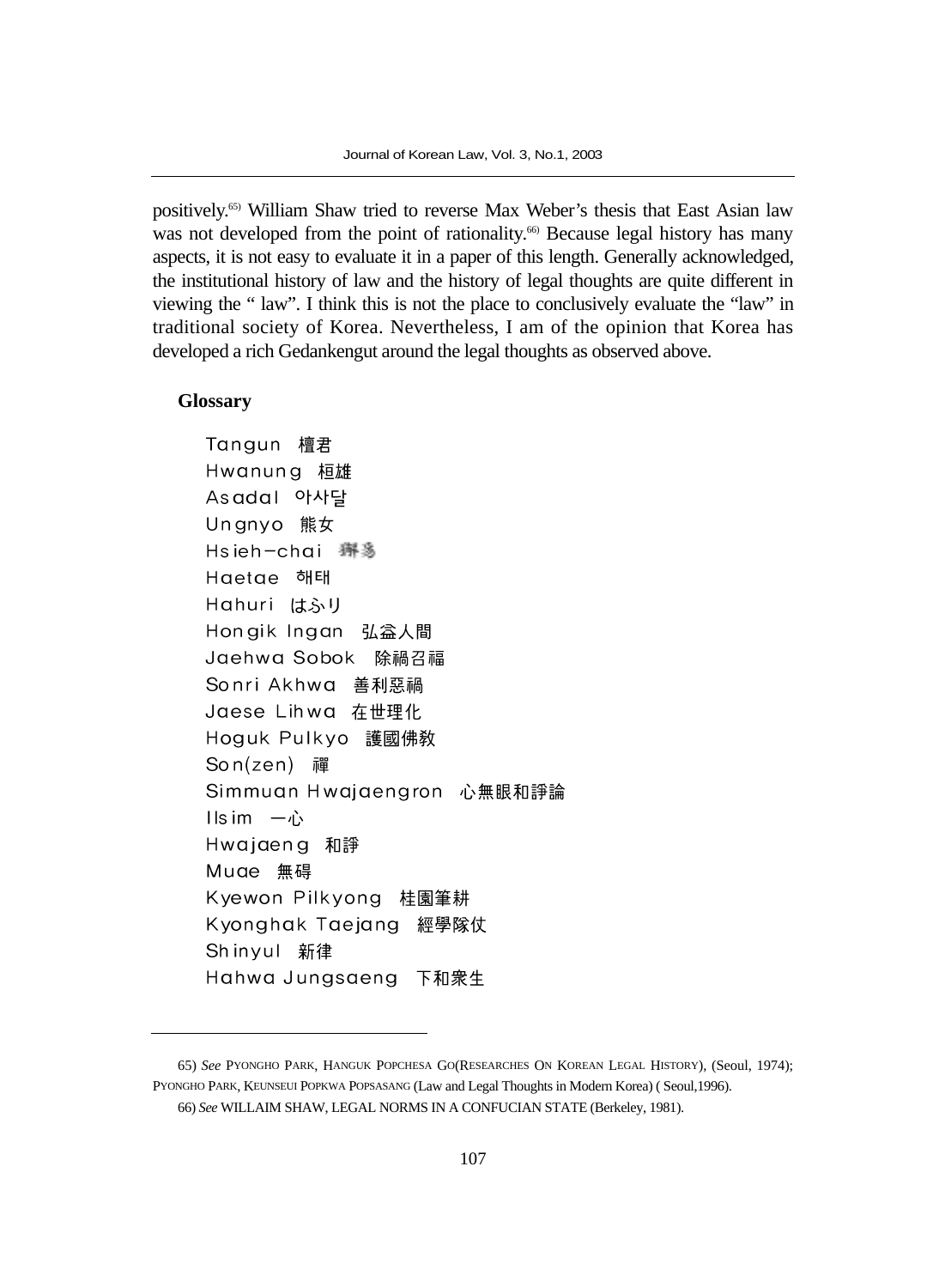positively.[65] William Shaw tried to reverse Max Weber's thesis that East Asian law was not developed from the point of rationality.[66] Because legal history has many aspects, it is not easy to evaluate it in a paper of this length. Generally acknowledged, the institutional history of law and the history of legal thoughts are quite different in viewing the " law". I think this is not the place to conclusively evaluate the "law" in traditional society of Korea. Nevertheless, I am of the opinion that Korea has developed a rich Gedankengut around the legal thoughts as observed above.

**Glossary**

Tangun 檀君
Hwanung 桓雄
Asadal 아사달
Ungnyo 熊女
Hsieh-chai 獬豸
Haetae 해태
Hahuri はふり
Hongik Ingan 弘益人間
Jaehwa Sobok 除禍召福
Sonri Akhwa 善利惡禍
Jaese Lihwa 在世理化
Hoguk Pulkyo 護國佛教
Son(zen) 禪
Simmuan Hwajaengron 心無眼和諍論
Ilsim 一心
Hwajaeng 和諍
Muae 無碍
Kyewon Pilkyong 桂園筆耕
Kyonghak Taejang 經學隊仗
Shinyul 新律
Hahwa Jungsaeng 下和衆生

---

65) *See* PYONGHO PARK, HANGUK POPCHESA GO(RESEARCHES ON KOREAN LEGAL HISTORY), (Seoul, 1974); PYONGHO PARK, KEUNSEUI POPKWA POPSASANG (Law and Legal Thoughts in Modern Korea) ( Seoul,1996).

66) *See* WILLAIM SHAW, LEGAL NORMS IN A CONFUCIAN STATE (Berkeley, 1981).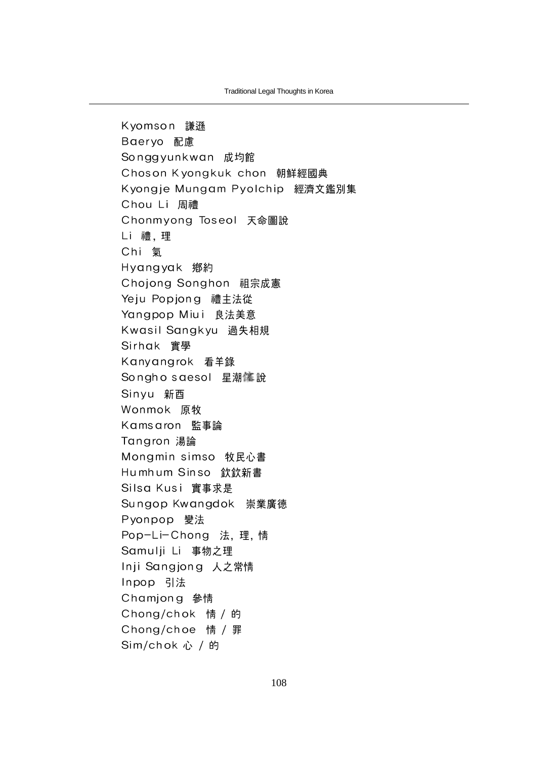Kyomson 謙遜

Baeryo 配慮

Songgyunkwan 成均館

Choson Kyongkuk chon 朝鮮經國典

Kyongje Mungam Pyolchip 經濟文鑑別集

Chou Li 周禮

Chonmyong Toseol 天命圖說

Li 禮, 理

Chi 氣

Hyangyak 鄕約

Chojong Songhon 祖宗成憲

Yeju Popjong 禮主法從

Yangpop Miui 良法美意

Kwasil Sangkyu 過失相規

Sirhak 實學

Kanyangrok 看羊錄

Songho saesol 星潮僿說

Sinyu 新酉

Wonmok 原牧

Kamsaron 監事論

Tangron 湯論

Mongmin simso 牧民心書

Humhum Sinso 欽欽新書

Silsa Kusi 實事求是

Sungop Kwangdok 崇業廣德

Pyonpop 變法

Pop-Li-Chong 法, 理, 情

Samulji Li 事物之理

Inji Sangjong 人之常情

Inpop 引法

Chamjong 參情

Chong/chok 情 / 的

Chong/choe 情 / 罪

Sim/chok 心 / 的